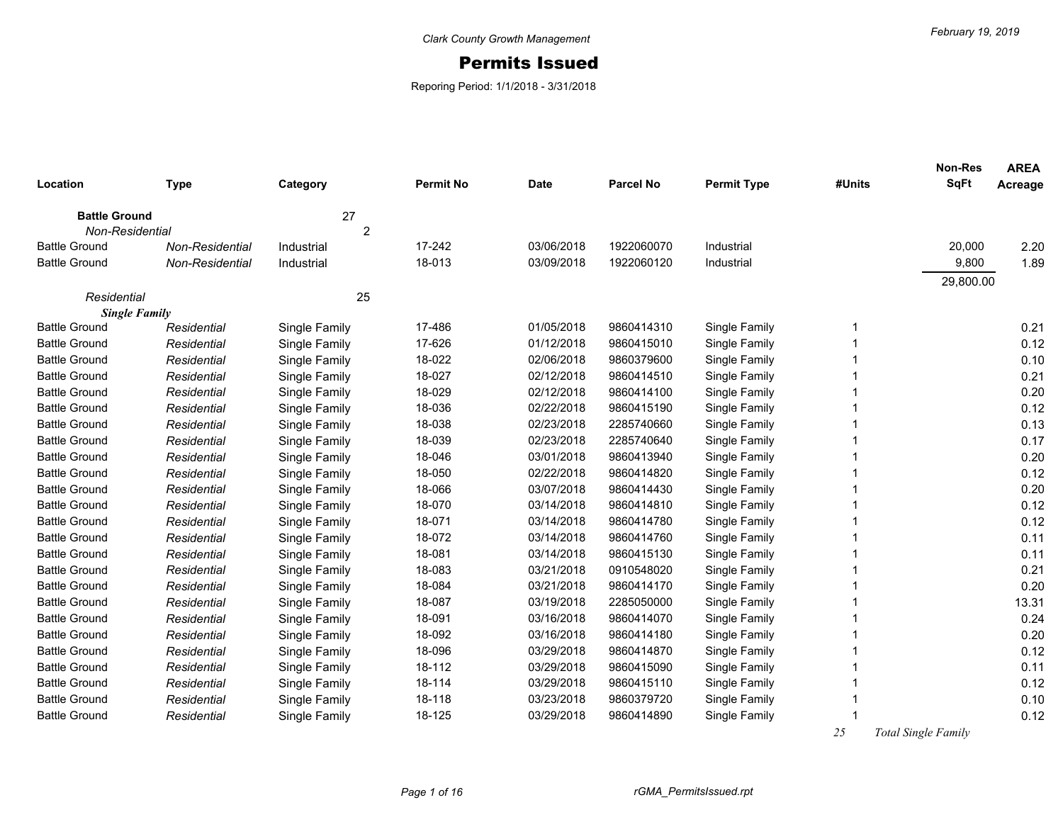Clark County Growth Management

# Permits Issued

Reporing Period: 1/1/2018 - 3/31/2018

| Location | Type | Category | Permit No | Date | Parcel No | Permit Type | #Units | Non-Res SqFt | AREA Acreage |
|---|---|---|---|---|---|---|---|---|---|
| **Battle Ground** | | 27 | | | | | | | |
| *Non-Residential* | | 2 | | | | | | | |
| Battle Ground | *Non-Residential* | Industrial | 17-242 | 03/06/2018 | 1922060070 | Industrial | | 20,000 | 2.20 |
| Battle Ground | *Non-Residential* | Industrial | 18-013 | 03/09/2018 | 1922060120 | Industrial | | 9,800 | 1.89 |
| | | | | | | | | 29,800.00 | |
| *Residential* | | 25 | | | | | | | |
| ***Single Family*** | | | | | | | | | |
| Battle Ground | *Residential* | Single Family | 17-486 | 01/05/2018 | 9860414310 | Single Family | 1 | | 0.21 |
| Battle Ground | *Residential* | Single Family | 17-626 | 01/12/2018 | 9860415010 | Single Family | 1 | | 0.12 |
| Battle Ground | *Residential* | Single Family | 18-022 | 02/06/2018 | 9860379600 | Single Family | 1 | | 0.10 |
| Battle Ground | *Residential* | Single Family | 18-027 | 02/12/2018 | 9860414510 | Single Family | 1 | | 0.21 |
| Battle Ground | *Residential* | Single Family | 18-029 | 02/12/2018 | 9860414100 | Single Family | 1 | | 0.20 |
| Battle Ground | *Residential* | Single Family | 18-036 | 02/22/2018 | 9860415190 | Single Family | 1 | | 0.12 |
| Battle Ground | *Residential* | Single Family | 18-038 | 02/23/2018 | 2285740660 | Single Family | 1 | | 0.13 |
| Battle Ground | *Residential* | Single Family | 18-039 | 02/23/2018 | 2285740640 | Single Family | 1 | | 0.17 |
| Battle Ground | *Residential* | Single Family | 18-046 | 03/01/2018 | 9860413940 | Single Family | 1 | | 0.20 |
| Battle Ground | *Residential* | Single Family | 18-050 | 02/22/2018 | 9860414820 | Single Family | 1 | | 0.12 |
| Battle Ground | *Residential* | Single Family | 18-066 | 03/07/2018 | 9860414430 | Single Family | 1 | | 0.20 |
| Battle Ground | *Residential* | Single Family | 18-070 | 03/14/2018 | 9860414810 | Single Family | 1 | | 0.12 |
| Battle Ground | *Residential* | Single Family | 18-071 | 03/14/2018 | 9860414780 | Single Family | 1 | | 0.12 |
| Battle Ground | *Residential* | Single Family | 18-072 | 03/14/2018 | 9860414760 | Single Family | 1 | | 0.11 |
| Battle Ground | *Residential* | Single Family | 18-081 | 03/14/2018 | 9860415130 | Single Family | 1 | | 0.11 |
| Battle Ground | *Residential* | Single Family | 18-083 | 03/21/2018 | 0910548020 | Single Family | 1 | | 0.21 |
| Battle Ground | *Residential* | Single Family | 18-084 | 03/21/2018 | 9860414170 | Single Family | 1 | | 0.20 |
| Battle Ground | *Residential* | Single Family | 18-087 | 03/19/2018 | 2285050000 | Single Family | 1 | | 13.31 |
| Battle Ground | *Residential* | Single Family | 18-091 | 03/16/2018 | 9860414070 | Single Family | 1 | | 0.24 |
| Battle Ground | *Residential* | Single Family | 18-092 | 03/16/2018 | 9860414180 | Single Family | 1 | | 0.20 |
| Battle Ground | *Residential* | Single Family | 18-096 | 03/29/2018 | 9860414870 | Single Family | 1 | | 0.12 |
| Battle Ground | *Residential* | Single Family | 18-112 | 03/29/2018 | 9860415090 | Single Family | 1 | | 0.11 |
| Battle Ground | *Residential* | Single Family | 18-114 | 03/29/2018 | 9860415110 | Single Family | 1 | | 0.12 |
| Battle Ground | *Residential* | Single Family | 18-118 | 03/23/2018 | 9860379720 | Single Family | 1 | | 0.10 |
| Battle Ground | *Residential* | Single Family | 18-125 | 03/29/2018 | 9860414890 | Single Family | 1 | | 0.12 |
| | | | | | | | *25* | *Total Single Family* | |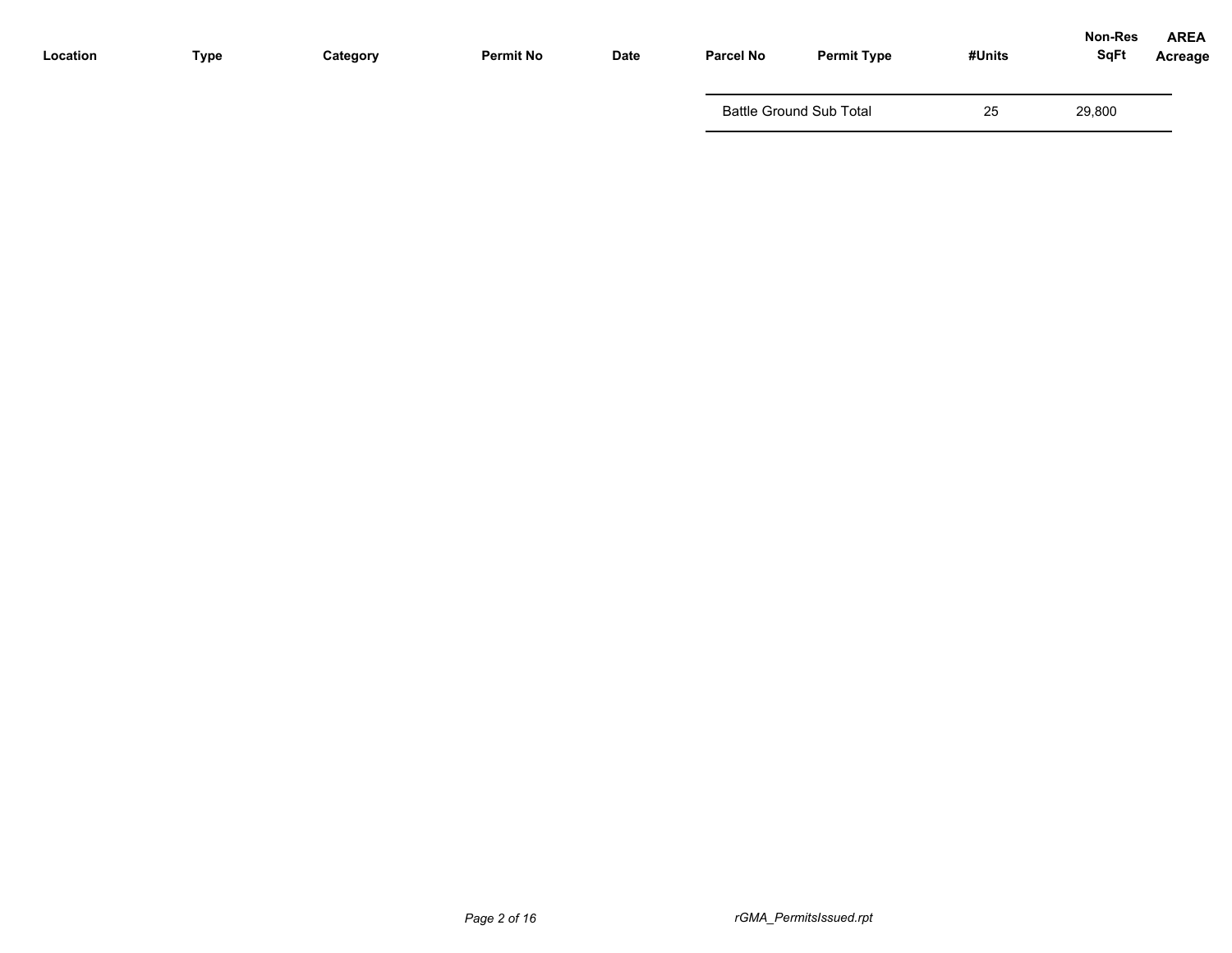| Location | Type | Category | Permit No | Date | Parcel No | Permit Type | #Units | Non-Res SqFt | AREA Acreage |
|---|---|---|---|---|---|---|---|---|---|
| | | | | | Battle Ground Sub Total | | 25 | 29,800 | |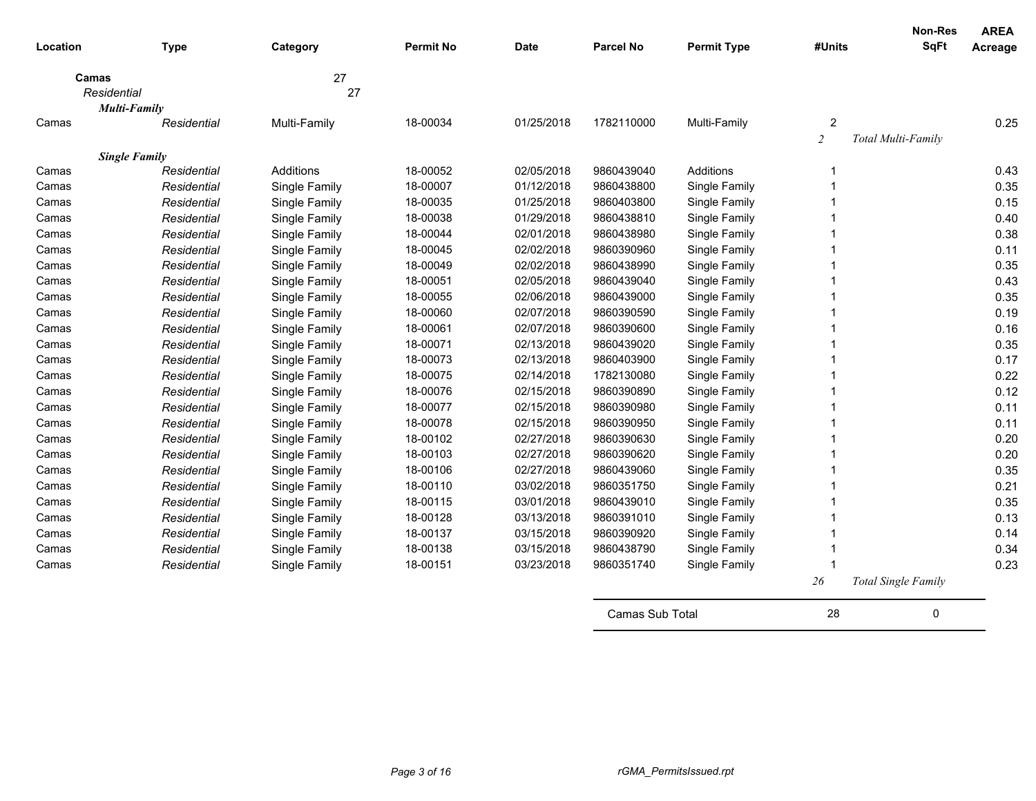| Location | Type | Category | Permit No | Date | Parcel No | Permit Type | #Units | Non-Res SqFt | AREA Acreage |
|---|---|---|---|---|---|---|---|---|---|
| **Camas** | | 27 | | | | | | | |
| *Residential* | | 27 | | | | | | | |
| ***Multi-Family*** | | | | | | | | | |
| Camas | *Residential* | Multi-Family | 18-00034 | 01/25/2018 | 1782110000 | Multi-Family | 2 | | 0.25 |
| | | | | | | | *2* | *Total Multi-Family* | |
| ***Single Family*** | | | | | | | | | |
| Camas | *Residential* | Additions | 18-00052 | 02/05/2018 | 9860439040 | Additions | 1 | | 0.43 |
| Camas | *Residential* | Single Family | 18-00007 | 01/12/2018 | 9860438800 | Single Family | 1 | | 0.35 |
| Camas | *Residential* | Single Family | 18-00035 | 01/25/2018 | 9860403800 | Single Family | 1 | | 0.15 |
| Camas | *Residential* | Single Family | 18-00038 | 01/29/2018 | 9860438810 | Single Family | 1 | | 0.40 |
| Camas | *Residential* | Single Family | 18-00044 | 02/01/2018 | 9860438980 | Single Family | 1 | | 0.38 |
| Camas | *Residential* | Single Family | 18-00045 | 02/02/2018 | 9860390960 | Single Family | 1 | | 0.11 |
| Camas | *Residential* | Single Family | 18-00049 | 02/02/2018 | 9860438990 | Single Family | 1 | | 0.35 |
| Camas | *Residential* | Single Family | 18-00051 | 02/05/2018 | 9860439040 | Single Family | 1 | | 0.43 |
| Camas | *Residential* | Single Family | 18-00055 | 02/06/2018 | 9860439000 | Single Family | 1 | | 0.35 |
| Camas | *Residential* | Single Family | 18-00060 | 02/07/2018 | 9860390590 | Single Family | 1 | | 0.19 |
| Camas | *Residential* | Single Family | 18-00061 | 02/07/2018 | 9860390600 | Single Family | 1 | | 0.16 |
| Camas | *Residential* | Single Family | 18-00071 | 02/13/2018 | 9860439020 | Single Family | 1 | | 0.35 |
| Camas | *Residential* | Single Family | 18-00073 | 02/13/2018 | 9860403900 | Single Family | 1 | | 0.17 |
| Camas | *Residential* | Single Family | 18-00075 | 02/14/2018 | 1782130080 | Single Family | 1 | | 0.22 |
| Camas | *Residential* | Single Family | 18-00076 | 02/15/2018 | 9860390890 | Single Family | 1 | | 0.12 |
| Camas | *Residential* | Single Family | 18-00077 | 02/15/2018 | 9860390980 | Single Family | 1 | | 0.11 |
| Camas | *Residential* | Single Family | 18-00078 | 02/15/2018 | 9860390950 | Single Family | 1 | | 0.11 |
| Camas | *Residential* | Single Family | 18-00102 | 02/27/2018 | 9860390630 | Single Family | 1 | | 0.20 |
| Camas | *Residential* | Single Family | 18-00103 | 02/27/2018 | 9860390620 | Single Family | 1 | | 0.20 |
| Camas | *Residential* | Single Family | 18-00106 | 02/27/2018 | 9860439060 | Single Family | 1 | | 0.35 |
| Camas | *Residential* | Single Family | 18-00110 | 03/02/2018 | 9860351750 | Single Family | 1 | | 0.21 |
| Camas | *Residential* | Single Family | 18-00115 | 03/01/2018 | 9860439010 | Single Family | 1 | | 0.35 |
| Camas | *Residential* | Single Family | 18-00128 | 03/13/2018 | 9860391010 | Single Family | 1 | | 0.13 |
| Camas | *Residential* | Single Family | 18-00137 | 03/15/2018 | 9860390920 | Single Family | 1 | | 0.14 |
| Camas | *Residential* | Single Family | 18-00138 | 03/15/2018 | 9860438790 | Single Family | 1 | | 0.34 |
| Camas | *Residential* | Single Family | 18-00151 | 03/23/2018 | 9860351740 | Single Family | 1 | | 0.23 |
| | | | | | | | *26* | *Total Single Family* | |
| | | | | | Camas Sub Total | | 28 | 0 | |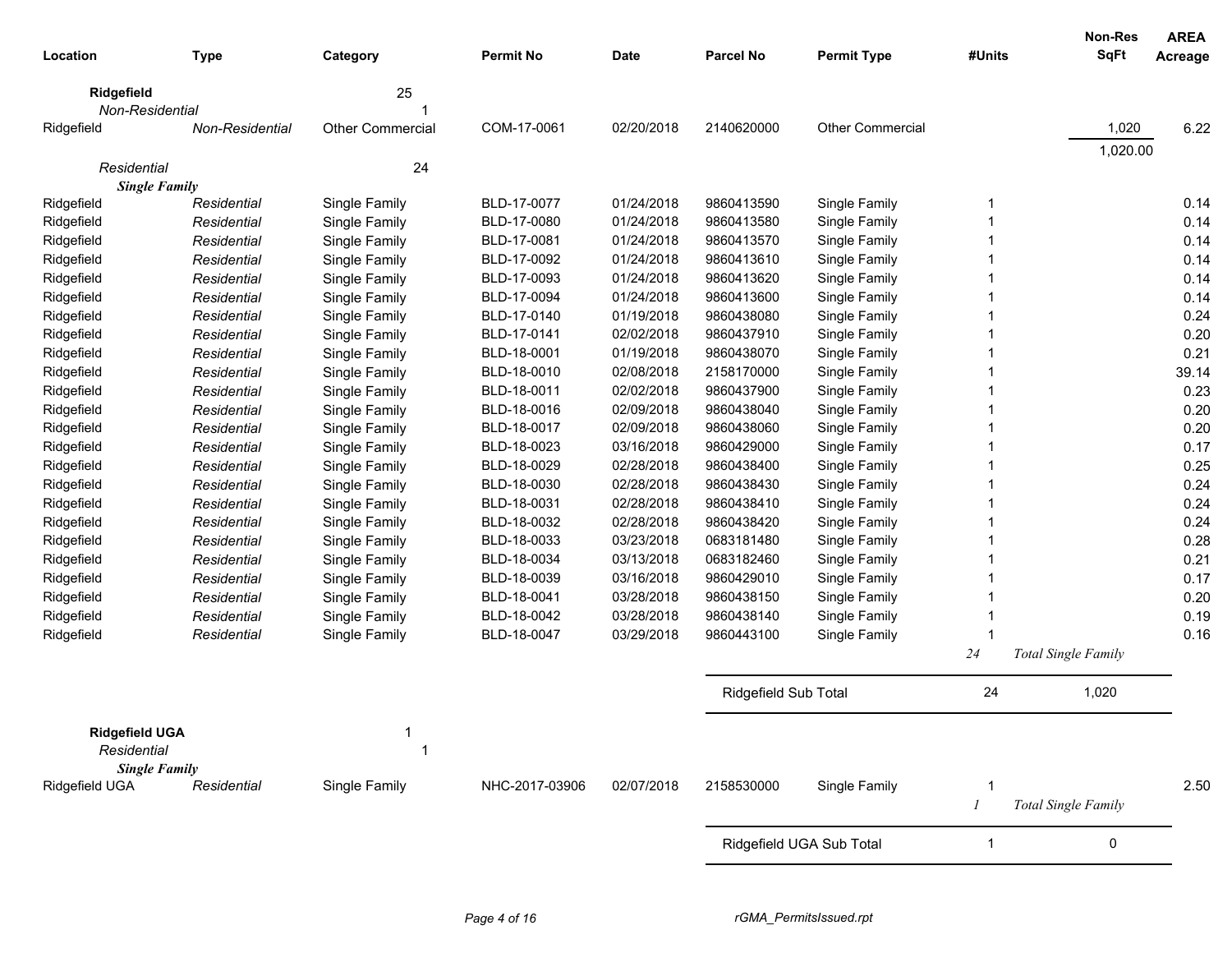| Location | Type | Category | Permit No | Date | Parcel No | Permit Type | #Units | Non-Res SqFt | AREA Acreage |
|---|---|---|---|---|---|---|---|---|---|
| **Ridgefield** | | 25 | | | | | | | |
| *Non-Residential* | | 1 | | | | | | | |
| Ridgefield | *Non-Residential* | Other Commercial | COM-17-0061 | 02/20/2018 | 2140620000 | Other Commercial | | 1,020 | 6.22 |
| | | | | | | | | 1,020.00 | |
| *Residential* | | 24 | | | | | | | |
| ***Single Family*** | | | | | | | | | |
| Ridgefield | *Residential* | Single Family | BLD-17-0077 | 01/24/2018 | 9860413590 | Single Family | 1 | | 0.14 |
| Ridgefield | *Residential* | Single Family | BLD-17-0080 | 01/24/2018 | 9860413580 | Single Family | 1 | | 0.14 |
| Ridgefield | *Residential* | Single Family | BLD-17-0081 | 01/24/2018 | 9860413570 | Single Family | 1 | | 0.14 |
| Ridgefield | *Residential* | Single Family | BLD-17-0092 | 01/24/2018 | 9860413610 | Single Family | 1 | | 0.14 |
| Ridgefield | *Residential* | Single Family | BLD-17-0093 | 01/24/2018 | 9860413620 | Single Family | 1 | | 0.14 |
| Ridgefield | *Residential* | Single Family | BLD-17-0094 | 01/24/2018 | 9860413600 | Single Family | 1 | | 0.14 |
| Ridgefield | *Residential* | Single Family | BLD-17-0140 | 01/19/2018 | 9860438080 | Single Family | 1 | | 0.24 |
| Ridgefield | *Residential* | Single Family | BLD-17-0141 | 02/02/2018 | 9860437910 | Single Family | 1 | | 0.20 |
| Ridgefield | *Residential* | Single Family | BLD-18-0001 | 01/19/2018 | 9860438070 | Single Family | 1 | | 0.21 |
| Ridgefield | *Residential* | Single Family | BLD-18-0010 | 02/08/2018 | 2158170000 | Single Family | 1 | | 39.14 |
| Ridgefield | *Residential* | Single Family | BLD-18-0011 | 02/02/2018 | 9860437900 | Single Family | 1 | | 0.23 |
| Ridgefield | *Residential* | Single Family | BLD-18-0016 | 02/09/2018 | 9860438040 | Single Family | 1 | | 0.20 |
| Ridgefield | *Residential* | Single Family | BLD-18-0017 | 02/09/2018 | 9860438060 | Single Family | 1 | | 0.20 |
| Ridgefield | *Residential* | Single Family | BLD-18-0023 | 03/16/2018 | 9860429000 | Single Family | 1 | | 0.17 |
| Ridgefield | *Residential* | Single Family | BLD-18-0029 | 02/28/2018 | 9860438400 | Single Family | 1 | | 0.25 |
| Ridgefield | *Residential* | Single Family | BLD-18-0030 | 02/28/2018 | 9860438430 | Single Family | 1 | | 0.24 |
| Ridgefield | *Residential* | Single Family | BLD-18-0031 | 02/28/2018 | 9860438410 | Single Family | 1 | | 0.24 |
| Ridgefield | *Residential* | Single Family | BLD-18-0032 | 02/28/2018 | 9860438420 | Single Family | 1 | | 0.24 |
| Ridgefield | *Residential* | Single Family | BLD-18-0033 | 03/23/2018 | 0683181480 | Single Family | 1 | | 0.28 |
| Ridgefield | *Residential* | Single Family | BLD-18-0034 | 03/13/2018 | 0683182460 | Single Family | 1 | | 0.21 |
| Ridgefield | *Residential* | Single Family | BLD-18-0039 | 03/16/2018 | 9860429010 | Single Family | 1 | | 0.17 |
| Ridgefield | *Residential* | Single Family | BLD-18-0041 | 03/28/2018 | 9860438150 | Single Family | 1 | | 0.20 |
| Ridgefield | *Residential* | Single Family | BLD-18-0042 | 03/28/2018 | 9860438140 | Single Family | 1 | | 0.19 |
| Ridgefield | *Residential* | Single Family | BLD-18-0047 | 03/29/2018 | 9860443100 | Single Family | 1 | | 0.16 |
| | | | | | | | *24* | *Total Single Family* | |
| | | | | | Ridgefield Sub Total | | 24 | 1,020 | |
| **Ridgefield UGA** | | 1 | | | | | | | |
| *Residential* | | 1 | | | | | | | |
| ***Single Family*** | | | | | | | | | |
| Ridgefield UGA | *Residential* | Single Family | NHC-2017-03906 | 02/07/2018 | 2158530000 | Single Family | 1 | | 2.50 |
| | | | | | | | *1* | *Total Single Family* | |
| | | | | | Ridgefield UGA Sub Total | | 1 | 0 | |

rGMA_PermitsIssued.rpt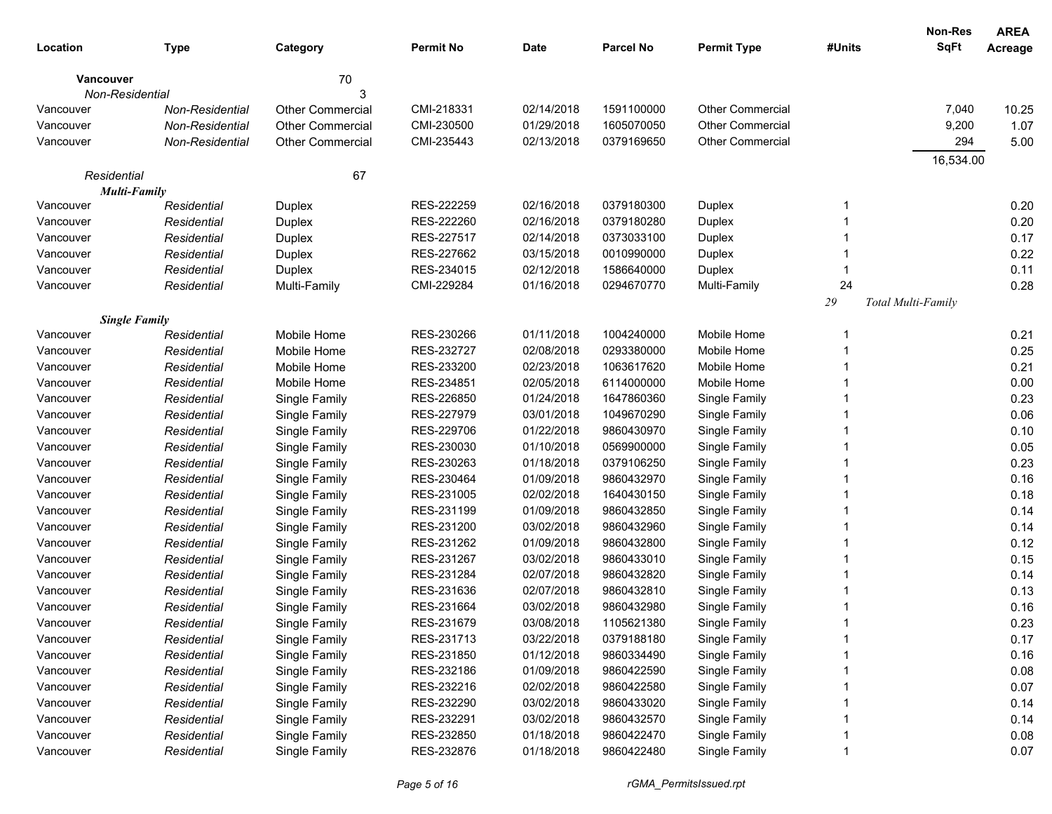| Location | Type | Category | Permit No | Date | Parcel No | Permit Type | #Units | Non-Res SqFt | AREA Acreage |
|---|---|---|---|---|---|---|---|---|---|
| **Vancouver** | | 70 | | | | | | | |
| *Non-Residential* | | 3 | | | | | | | |
| Vancouver | *Non-Residential* | Other Commercial | CMI-218331 | 02/14/2018 | 1591100000 | Other Commercial | | 7,040 | 10.25 |
| Vancouver | *Non-Residential* | Other Commercial | CMI-230500 | 01/29/2018 | 1605070050 | Other Commercial | | 9,200 | 1.07 |
| Vancouver | *Non-Residential* | Other Commercial | CMI-235443 | 02/13/2018 | 0379169650 | Other Commercial | | 294 | 5.00 |
| | | | | | | | | 16,534.00 | |
| *Residential* | | 67 | | | | | | | |
| ***Multi-Family*** | | | | | | | | | |
| Vancouver | *Residential* | Duplex | RES-222259 | 02/16/2018 | 0379180300 | Duplex | 1 | | 0.20 |
| Vancouver | *Residential* | Duplex | RES-222260 | 02/16/2018 | 0379180280 | Duplex | 1 | | 0.20 |
| Vancouver | *Residential* | Duplex | RES-227517 | 02/14/2018 | 0373033100 | Duplex | 1 | | 0.17 |
| Vancouver | *Residential* | Duplex | RES-227662 | 03/15/2018 | 0010990000 | Duplex | 1 | | 0.22 |
| Vancouver | *Residential* | Duplex | RES-234015 | 02/12/2018 | 1586640000 | Duplex | 1 | | 0.11 |
| Vancouver | *Residential* | Multi-Family | CMI-229284 | 01/16/2018 | 0294670770 | Multi-Family | 24 | | 0.28 |
| | | | | | | | *29* | *Total Multi-Family* | |
| ***Single Family*** | | | | | | | | | |
| Vancouver | *Residential* | Mobile Home | RES-230266 | 01/11/2018 | 1004240000 | Mobile Home | 1 | | 0.21 |
| Vancouver | *Residential* | Mobile Home | RES-232727 | 02/08/2018 | 0293380000 | Mobile Home | 1 | | 0.25 |
| Vancouver | *Residential* | Mobile Home | RES-233200 | 02/23/2018 | 1063617620 | Mobile Home | 1 | | 0.21 |
| Vancouver | *Residential* | Mobile Home | RES-234851 | 02/05/2018 | 6114000000 | Mobile Home | 1 | | 0.00 |
| Vancouver | *Residential* | Single Family | RES-226850 | 01/24/2018 | 1647860360 | Single Family | 1 | | 0.23 |
| Vancouver | *Residential* | Single Family | RES-227979 | 03/01/2018 | 1049670290 | Single Family | 1 | | 0.06 |
| Vancouver | *Residential* | Single Family | RES-229706 | 01/22/2018 | 9860430970 | Single Family | 1 | | 0.10 |
| Vancouver | *Residential* | Single Family | RES-230030 | 01/10/2018 | 0569900000 | Single Family | 1 | | 0.05 |
| Vancouver | *Residential* | Single Family | RES-230263 | 01/18/2018 | 0379106250 | Single Family | 1 | | 0.23 |
| Vancouver | *Residential* | Single Family | RES-230464 | 01/09/2018 | 9860432970 | Single Family | 1 | | 0.16 |
| Vancouver | *Residential* | Single Family | RES-231005 | 02/02/2018 | 1640430150 | Single Family | 1 | | 0.18 |
| Vancouver | *Residential* | Single Family | RES-231199 | 01/09/2018 | 9860432850 | Single Family | 1 | | 0.14 |
| Vancouver | *Residential* | Single Family | RES-231200 | 03/02/2018 | 9860432960 | Single Family | 1 | | 0.14 |
| Vancouver | *Residential* | Single Family | RES-231262 | 01/09/2018 | 9860432800 | Single Family | 1 | | 0.12 |
| Vancouver | *Residential* | Single Family | RES-231267 | 03/02/2018 | 9860433010 | Single Family | 1 | | 0.15 |
| Vancouver | *Residential* | Single Family | RES-231284 | 02/07/2018 | 9860432820 | Single Family | 1 | | 0.14 |
| Vancouver | *Residential* | Single Family | RES-231636 | 02/07/2018 | 9860432810 | Single Family | 1 | | 0.13 |
| Vancouver | *Residential* | Single Family | RES-231664 | 03/02/2018 | 9860432980 | Single Family | 1 | | 0.16 |
| Vancouver | *Residential* | Single Family | RES-231679 | 03/08/2018 | 1105621380 | Single Family | 1 | | 0.23 |
| Vancouver | *Residential* | Single Family | RES-231713 | 03/22/2018 | 0379188180 | Single Family | 1 | | 0.17 |
| Vancouver | *Residential* | Single Family | RES-231850 | 01/12/2018 | 9860334490 | Single Family | 1 | | 0.16 |
| Vancouver | *Residential* | Single Family | RES-232186 | 01/09/2018 | 9860422590 | Single Family | 1 | | 0.08 |
| Vancouver | *Residential* | Single Family | RES-232216 | 02/02/2018 | 9860422580 | Single Family | 1 | | 0.07 |
| Vancouver | *Residential* | Single Family | RES-232290 | 03/02/2018 | 9860433020 | Single Family | 1 | | 0.14 |
| Vancouver | *Residential* | Single Family | RES-232291 | 03/02/2018 | 9860432570 | Single Family | 1 | | 0.14 |
| Vancouver | *Residential* | Single Family | RES-232850 | 01/18/2018 | 9860422470 | Single Family | 1 | | 0.08 |
| Vancouver | *Residential* | Single Family | RES-232876 | 01/18/2018 | 9860422480 | Single Family | 1 | | 0.07 |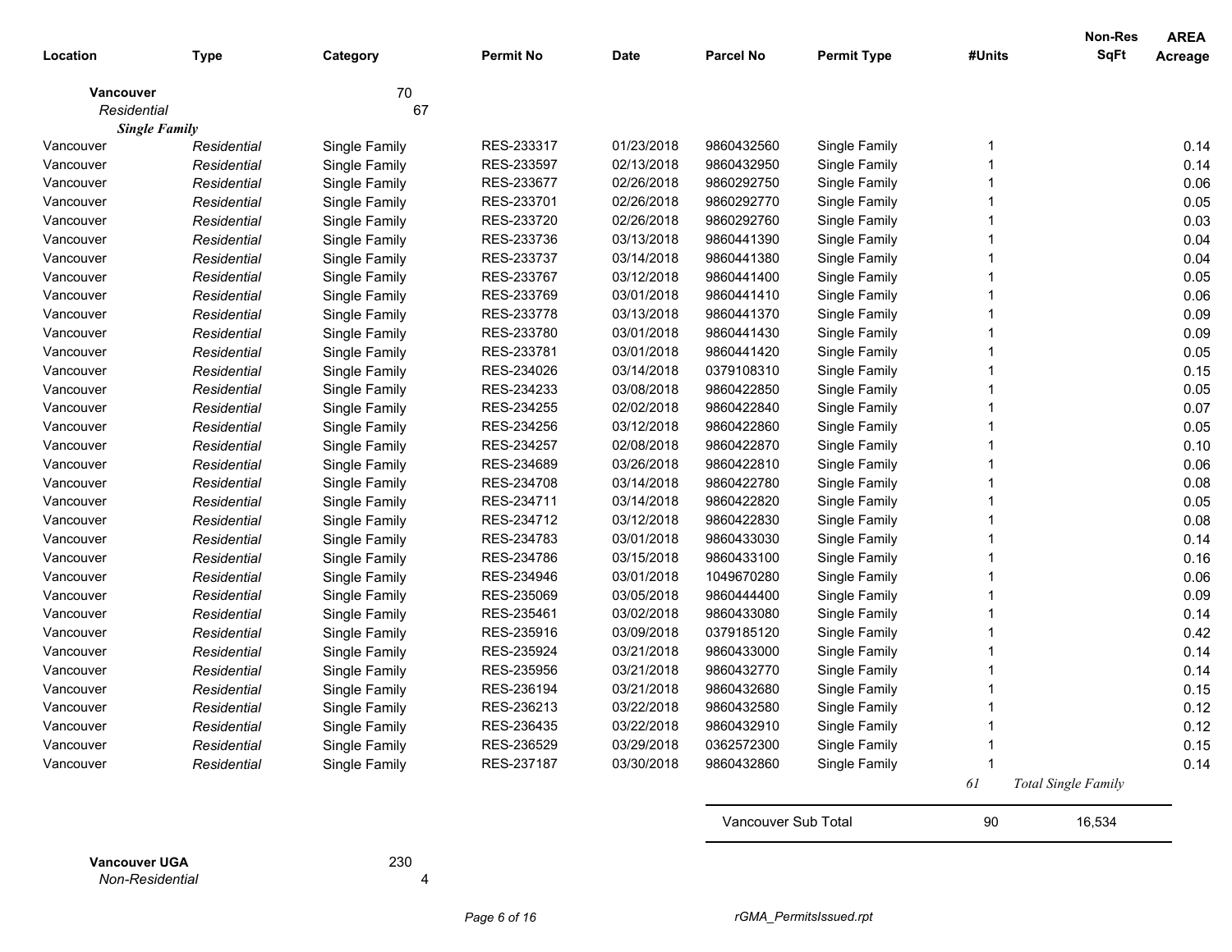| Location | Type | Category | Permit No | Date | Parcel No | Permit Type | #Units | Non-Res SqFt | AREA Acreage |
|---|---|---|---|---|---|---|---|---|---|
| **Vancouver** | | 70 | | | | | | | |
| *Residential* | | 67 | | | | | | | |
| ***Single Family*** | | | | | | | | | |
| Vancouver | *Residential* | Single Family | RES-233317 | 01/23/2018 | 9860432560 | Single Family | 1 | | 0.14 |
| Vancouver | *Residential* | Single Family | RES-233597 | 02/13/2018 | 9860432950 | Single Family | 1 | | 0.14 |
| Vancouver | *Residential* | Single Family | RES-233677 | 02/26/2018 | 9860292750 | Single Family | 1 | | 0.06 |
| Vancouver | *Residential* | Single Family | RES-233701 | 02/26/2018 | 9860292770 | Single Family | 1 | | 0.05 |
| Vancouver | *Residential* | Single Family | RES-233720 | 02/26/2018 | 9860292760 | Single Family | 1 | | 0.03 |
| Vancouver | *Residential* | Single Family | RES-233736 | 03/13/2018 | 9860441390 | Single Family | 1 | | 0.04 |
| Vancouver | *Residential* | Single Family | RES-233737 | 03/14/2018 | 9860441380 | Single Family | 1 | | 0.04 |
| Vancouver | *Residential* | Single Family | RES-233767 | 03/12/2018 | 9860441400 | Single Family | 1 | | 0.05 |
| Vancouver | *Residential* | Single Family | RES-233769 | 03/01/2018 | 9860441410 | Single Family | 1 | | 0.06 |
| Vancouver | *Residential* | Single Family | RES-233778 | 03/13/2018 | 9860441370 | Single Family | 1 | | 0.09 |
| Vancouver | *Residential* | Single Family | RES-233780 | 03/01/2018 | 9860441430 | Single Family | 1 | | 0.09 |
| Vancouver | *Residential* | Single Family | RES-233781 | 03/01/2018 | 9860441420 | Single Family | 1 | | 0.05 |
| Vancouver | *Residential* | Single Family | RES-234026 | 03/14/2018 | 0379108310 | Single Family | 1 | | 0.15 |
| Vancouver | *Residential* | Single Family | RES-234233 | 03/08/2018 | 9860422850 | Single Family | 1 | | 0.05 |
| Vancouver | *Residential* | Single Family | RES-234255 | 02/02/2018 | 9860422840 | Single Family | 1 | | 0.07 |
| Vancouver | *Residential* | Single Family | RES-234256 | 03/12/2018 | 9860422860 | Single Family | 1 | | 0.05 |
| Vancouver | *Residential* | Single Family | RES-234257 | 02/08/2018 | 9860422870 | Single Family | 1 | | 0.10 |
| Vancouver | *Residential* | Single Family | RES-234689 | 03/26/2018 | 9860422810 | Single Family | 1 | | 0.06 |
| Vancouver | *Residential* | Single Family | RES-234708 | 03/14/2018 | 9860422780 | Single Family | 1 | | 0.08 |
| Vancouver | *Residential* | Single Family | RES-234711 | 03/14/2018 | 9860422820 | Single Family | 1 | | 0.05 |
| Vancouver | *Residential* | Single Family | RES-234712 | 03/12/2018 | 9860422830 | Single Family | 1 | | 0.08 |
| Vancouver | *Residential* | Single Family | RES-234783 | 03/01/2018 | 9860433030 | Single Family | 1 | | 0.14 |
| Vancouver | *Residential* | Single Family | RES-234786 | 03/15/2018 | 9860433100 | Single Family | 1 | | 0.16 |
| Vancouver | *Residential* | Single Family | RES-234946 | 03/01/2018 | 1049670280 | Single Family | 1 | | 0.06 |
| Vancouver | *Residential* | Single Family | RES-235069 | 03/05/2018 | 9860444400 | Single Family | 1 | | 0.09 |
| Vancouver | *Residential* | Single Family | RES-235461 | 03/02/2018 | 9860433080 | Single Family | 1 | | 0.14 |
| Vancouver | *Residential* | Single Family | RES-235916 | 03/09/2018 | 0379185120 | Single Family | 1 | | 0.42 |
| Vancouver | *Residential* | Single Family | RES-235924 | 03/21/2018 | 9860433000 | Single Family | 1 | | 0.14 |
| Vancouver | *Residential* | Single Family | RES-235956 | 03/21/2018 | 9860432770 | Single Family | 1 | | 0.14 |
| Vancouver | *Residential* | Single Family | RES-236194 | 03/21/2018 | 9860432680 | Single Family | 1 | | 0.15 |
| Vancouver | *Residential* | Single Family | RES-236213 | 03/22/2018 | 9860432580 | Single Family | 1 | | 0.12 |
| Vancouver | *Residential* | Single Family | RES-236435 | 03/22/2018 | 9860432910 | Single Family | 1 | | 0.12 |
| Vancouver | *Residential* | Single Family | RES-236529 | 03/29/2018 | 0362572300 | Single Family | 1 | | 0.15 |
| Vancouver | *Residential* | Single Family | RES-237187 | 03/30/2018 | 9860432860 | Single Family | 1 | | 0.14 |
| | | | | | | | *61* | *Total Single Family* | |
| | | | | | Vancouver Sub Total | | 90 | 16,534 | |
| **Vancouver UGA** | | 230 | | | | | | | |
| *Non-Residential* | | 4 | | | | | | | |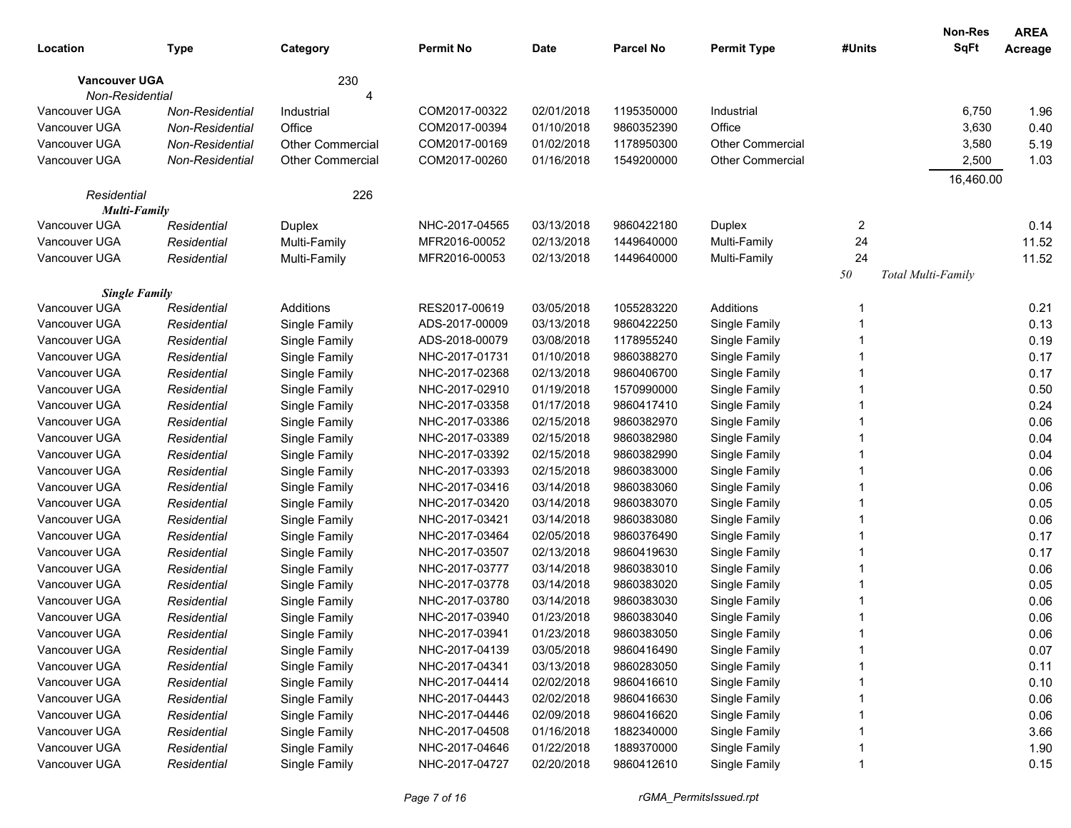| Location | Type | Category | Permit No | Date | Parcel No | Permit Type | #Units | Non-Res SqFt | AREA Acreage |
|---|---|---|---|---|---|---|---|---|---|
| **Vancouver UGA** | | 230 | | | | | | | |
| *Non-Residential* | | 4 | | | | | | | |
| Vancouver UGA | *Non-Residential* | Industrial | COM2017-00322 | 02/01/2018 | 1195350000 | Industrial | | 6,750 | 1.96 |
| Vancouver UGA | *Non-Residential* | Office | COM2017-00394 | 01/10/2018 | 9860352390 | Office | | 3,630 | 0.40 |
| Vancouver UGA | *Non-Residential* | Other Commercial | COM2017-00169 | 01/02/2018 | 1178950300 | Other Commercial | | 3,580 | 5.19 |
| Vancouver UGA | *Non-Residential* | Other Commercial | COM2017-00260 | 01/16/2018 | 1549200000 | Other Commercial | | 2,500 | 1.03 |
| | | | | | | | | 16,460.00 | |
| *Residential* | | 226 | | | | | | | |
| ***Multi-Family*** | | | | | | | | | |
| Vancouver UGA | *Residential* | Duplex | NHC-2017-04565 | 03/13/2018 | 9860422180 | Duplex | 2 | | 0.14 |
| Vancouver UGA | *Residential* | Multi-Family | MFR2016-00052 | 02/13/2018 | 1449640000 | Multi-Family | 24 | | 11.52 |
| Vancouver UGA | *Residential* | Multi-Family | MFR2016-00053 | 02/13/2018 | 1449640000 | Multi-Family | 24 | | 11.52 |
| | | | | | | | *50* | *Total Multi-Family* | |
| ***Single Family*** | | | | | | | | | |
| Vancouver UGA | *Residential* | Additions | RES2017-00619 | 03/05/2018 | 1055283220 | Additions | 1 | | 0.21 |
| Vancouver UGA | *Residential* | Single Family | ADS-2017-00009 | 03/13/2018 | 9860422250 | Single Family | 1 | | 0.13 |
| Vancouver UGA | *Residential* | Single Family | ADS-2018-00079 | 03/08/2018 | 1178955240 | Single Family | 1 | | 0.19 |
| Vancouver UGA | *Residential* | Single Family | NHC-2017-01731 | 01/10/2018 | 9860388270 | Single Family | 1 | | 0.17 |
| Vancouver UGA | *Residential* | Single Family | NHC-2017-02368 | 02/13/2018 | 9860406700 | Single Family | 1 | | 0.17 |
| Vancouver UGA | *Residential* | Single Family | NHC-2017-02910 | 01/19/2018 | 1570990000 | Single Family | 1 | | 0.50 |
| Vancouver UGA | *Residential* | Single Family | NHC-2017-03358 | 01/17/2018 | 9860417410 | Single Family | 1 | | 0.24 |
| Vancouver UGA | *Residential* | Single Family | NHC-2017-03386 | 02/15/2018 | 9860382970 | Single Family | 1 | | 0.06 |
| Vancouver UGA | *Residential* | Single Family | NHC-2017-03389 | 02/15/2018 | 9860382980 | Single Family | 1 | | 0.04 |
| Vancouver UGA | *Residential* | Single Family | NHC-2017-03392 | 02/15/2018 | 9860382990 | Single Family | 1 | | 0.04 |
| Vancouver UGA | *Residential* | Single Family | NHC-2017-03393 | 02/15/2018 | 9860383000 | Single Family | 1 | | 0.06 |
| Vancouver UGA | *Residential* | Single Family | NHC-2017-03416 | 03/14/2018 | 9860383060 | Single Family | 1 | | 0.06 |
| Vancouver UGA | *Residential* | Single Family | NHC-2017-03420 | 03/14/2018 | 9860383070 | Single Family | 1 | | 0.05 |
| Vancouver UGA | *Residential* | Single Family | NHC-2017-03421 | 03/14/2018 | 9860383080 | Single Family | 1 | | 0.06 |
| Vancouver UGA | *Residential* | Single Family | NHC-2017-03464 | 02/05/2018 | 9860376490 | Single Family | 1 | | 0.17 |
| Vancouver UGA | *Residential* | Single Family | NHC-2017-03507 | 02/13/2018 | 9860419630 | Single Family | 1 | | 0.17 |
| Vancouver UGA | *Residential* | Single Family | NHC-2017-03777 | 03/14/2018 | 9860383010 | Single Family | 1 | | 0.06 |
| Vancouver UGA | *Residential* | Single Family | NHC-2017-03778 | 03/14/2018 | 9860383020 | Single Family | 1 | | 0.05 |
| Vancouver UGA | *Residential* | Single Family | NHC-2017-03780 | 03/14/2018 | 9860383030 | Single Family | 1 | | 0.06 |
| Vancouver UGA | *Residential* | Single Family | NHC-2017-03940 | 01/23/2018 | 9860383040 | Single Family | 1 | | 0.06 |
| Vancouver UGA | *Residential* | Single Family | NHC-2017-03941 | 01/23/2018 | 9860383050 | Single Family | 1 | | 0.06 |
| Vancouver UGA | *Residential* | Single Family | NHC-2017-04139 | 03/05/2018 | 9860416490 | Single Family | 1 | | 0.07 |
| Vancouver UGA | *Residential* | Single Family | NHC-2017-04341 | 03/13/2018 | 9860283050 | Single Family | 1 | | 0.11 |
| Vancouver UGA | *Residential* | Single Family | NHC-2017-04414 | 02/02/2018 | 9860416610 | Single Family | 1 | | 0.10 |
| Vancouver UGA | *Residential* | Single Family | NHC-2017-04443 | 02/02/2018 | 9860416630 | Single Family | 1 | | 0.06 |
| Vancouver UGA | *Residential* | Single Family | NHC-2017-04446 | 02/09/2018 | 9860416620 | Single Family | 1 | | 0.06 |
| Vancouver UGA | *Residential* | Single Family | NHC-2017-04508 | 01/16/2018 | 1882340000 | Single Family | 1 | | 3.66 |
| Vancouver UGA | *Residential* | Single Family | NHC-2017-04646 | 01/22/2018 | 1889370000 | Single Family | 1 | | 1.90 |
| Vancouver UGA | *Residential* | Single Family | NHC-2017-04727 | 02/20/2018 | 9860412610 | Single Family | 1 | | 0.15 |

rGMA_PermitsIssued.rpt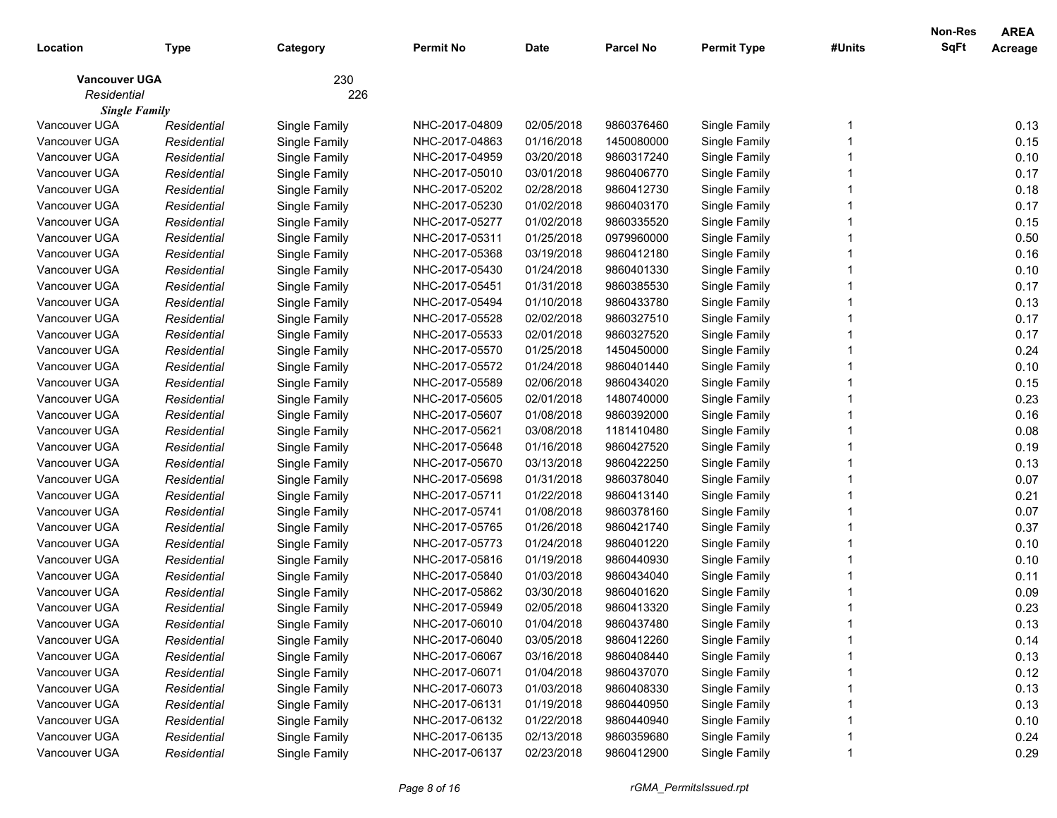| Location | Type | Category | Permit No | Date | Parcel No | Permit Type | #Units | Non-Res SqFt | AREA Acreage |
|---|---|---|---|---|---|---|---|---|---|
| **Vancouver UGA** | | 230 | | | | | | | |
| *Residential* | | 226 | | | | | | | |
| ***Single Family*** | | | | | | | | | |
| Vancouver UGA | *Residential* | Single Family | NHC-2017-04809 | 02/05/2018 | 9860376460 | Single Family | 1 | | 0.13 |
| Vancouver UGA | *Residential* | Single Family | NHC-2017-04863 | 01/16/2018 | 1450080000 | Single Family | 1 | | 0.15 |
| Vancouver UGA | *Residential* | Single Family | NHC-2017-04959 | 03/20/2018 | 9860317240 | Single Family | 1 | | 0.10 |
| Vancouver UGA | *Residential* | Single Family | NHC-2017-05010 | 03/01/2018 | 9860406770 | Single Family | 1 | | 0.17 |
| Vancouver UGA | *Residential* | Single Family | NHC-2017-05202 | 02/28/2018 | 9860412730 | Single Family | 1 | | 0.18 |
| Vancouver UGA | *Residential* | Single Family | NHC-2017-05230 | 01/02/2018 | 9860403170 | Single Family | 1 | | 0.17 |
| Vancouver UGA | *Residential* | Single Family | NHC-2017-05277 | 01/02/2018 | 9860335520 | Single Family | 1 | | 0.15 |
| Vancouver UGA | *Residential* | Single Family | NHC-2017-05311 | 01/25/2018 | 0979960000 | Single Family | 1 | | 0.50 |
| Vancouver UGA | *Residential* | Single Family | NHC-2017-05368 | 03/19/2018 | 9860412180 | Single Family | 1 | | 0.16 |
| Vancouver UGA | *Residential* | Single Family | NHC-2017-05430 | 01/24/2018 | 9860401330 | Single Family | 1 | | 0.10 |
| Vancouver UGA | *Residential* | Single Family | NHC-2017-05451 | 01/31/2018 | 9860385530 | Single Family | 1 | | 0.17 |
| Vancouver UGA | *Residential* | Single Family | NHC-2017-05494 | 01/10/2018 | 9860433780 | Single Family | 1 | | 0.13 |
| Vancouver UGA | *Residential* | Single Family | NHC-2017-05528 | 02/02/2018 | 9860327510 | Single Family | 1 | | 0.17 |
| Vancouver UGA | *Residential* | Single Family | NHC-2017-05533 | 02/01/2018 | 9860327520 | Single Family | 1 | | 0.17 |
| Vancouver UGA | *Residential* | Single Family | NHC-2017-05570 | 01/25/2018 | 1450450000 | Single Family | 1 | | 0.24 |
| Vancouver UGA | *Residential* | Single Family | NHC-2017-05572 | 01/24/2018 | 9860401440 | Single Family | 1 | | 0.10 |
| Vancouver UGA | *Residential* | Single Family | NHC-2017-05589 | 02/06/2018 | 9860434020 | Single Family | 1 | | 0.15 |
| Vancouver UGA | *Residential* | Single Family | NHC-2017-05605 | 02/01/2018 | 1480740000 | Single Family | 1 | | 0.23 |
| Vancouver UGA | *Residential* | Single Family | NHC-2017-05607 | 01/08/2018 | 9860392000 | Single Family | 1 | | 0.16 |
| Vancouver UGA | *Residential* | Single Family | NHC-2017-05621 | 03/08/2018 | 1181410480 | Single Family | 1 | | 0.08 |
| Vancouver UGA | *Residential* | Single Family | NHC-2017-05648 | 01/16/2018 | 9860427520 | Single Family | 1 | | 0.19 |
| Vancouver UGA | *Residential* | Single Family | NHC-2017-05670 | 03/13/2018 | 9860422250 | Single Family | 1 | | 0.13 |
| Vancouver UGA | *Residential* | Single Family | NHC-2017-05698 | 01/31/2018 | 9860378040 | Single Family | 1 | | 0.07 |
| Vancouver UGA | *Residential* | Single Family | NHC-2017-05711 | 01/22/2018 | 9860413140 | Single Family | 1 | | 0.21 |
| Vancouver UGA | *Residential* | Single Family | NHC-2017-05741 | 01/08/2018 | 9860378160 | Single Family | 1 | | 0.07 |
| Vancouver UGA | *Residential* | Single Family | NHC-2017-05765 | 01/26/2018 | 9860421740 | Single Family | 1 | | 0.37 |
| Vancouver UGA | *Residential* | Single Family | NHC-2017-05773 | 01/24/2018 | 9860401220 | Single Family | 1 | | 0.10 |
| Vancouver UGA | *Residential* | Single Family | NHC-2017-05816 | 01/19/2018 | 9860440930 | Single Family | 1 | | 0.10 |
| Vancouver UGA | *Residential* | Single Family | NHC-2017-05840 | 01/03/2018 | 9860434040 | Single Family | 1 | | 0.11 |
| Vancouver UGA | *Residential* | Single Family | NHC-2017-05862 | 03/30/2018 | 9860401620 | Single Family | 1 | | 0.09 |
| Vancouver UGA | *Residential* | Single Family | NHC-2017-05949 | 02/05/2018 | 9860413320 | Single Family | 1 | | 0.23 |
| Vancouver UGA | *Residential* | Single Family | NHC-2017-06010 | 01/04/2018 | 9860437480 | Single Family | 1 | | 0.13 |
| Vancouver UGA | *Residential* | Single Family | NHC-2017-06040 | 03/05/2018 | 9860412260 | Single Family | 1 | | 0.14 |
| Vancouver UGA | *Residential* | Single Family | NHC-2017-06067 | 03/16/2018 | 9860408440 | Single Family | 1 | | 0.13 |
| Vancouver UGA | *Residential* | Single Family | NHC-2017-06071 | 01/04/2018 | 9860437070 | Single Family | 1 | | 0.12 |
| Vancouver UGA | *Residential* | Single Family | NHC-2017-06073 | 01/03/2018 | 9860408330 | Single Family | 1 | | 0.13 |
| Vancouver UGA | *Residential* | Single Family | NHC-2017-06131 | 01/19/2018 | 9860440950 | Single Family | 1 | | 0.13 |
| Vancouver UGA | *Residential* | Single Family | NHC-2017-06132 | 01/22/2018 | 9860440940 | Single Family | 1 | | 0.10 |
| Vancouver UGA | *Residential* | Single Family | NHC-2017-06135 | 02/13/2018 | 9860359680 | Single Family | 1 | | 0.24 |
| Vancouver UGA | *Residential* | Single Family | NHC-2017-06137 | 02/23/2018 | 9860412900 | Single Family | 1 | | 0.29 |

rGMA_PermitsIssued.rpt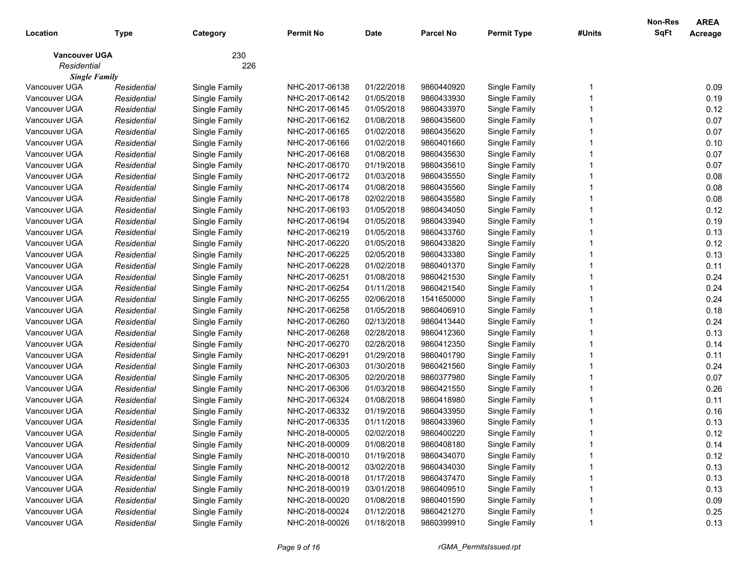| Location | Type | Category | Permit No | Date | Parcel No | Permit Type | #Units | Non-Res SqFt | AREA Acreage |
|---|---|---|---|---|---|---|---|---|---|
| **Vancouver UGA** | | 230 | | | | | | | |
| *Residential* | | 226 | | | | | | | |
| ***Single Family*** | | | | | | | | | |
| Vancouver UGA | *Residential* | Single Family | NHC-2017-06138 | 01/22/2018 | 9860440920 | Single Family | 1 | | 0.09 |
| Vancouver UGA | *Residential* | Single Family | NHC-2017-06142 | 01/05/2018 | 9860433930 | Single Family | 1 | | 0.19 |
| Vancouver UGA | *Residential* | Single Family | NHC-2017-06145 | 01/05/2018 | 9860433970 | Single Family | 1 | | 0.12 |
| Vancouver UGA | *Residential* | Single Family | NHC-2017-06162 | 01/08/2018 | 9860435600 | Single Family | 1 | | 0.07 |
| Vancouver UGA | *Residential* | Single Family | NHC-2017-06165 | 01/02/2018 | 9860435620 | Single Family | 1 | | 0.07 |
| Vancouver UGA | *Residential* | Single Family | NHC-2017-06166 | 01/02/2018 | 9860401660 | Single Family | 1 | | 0.10 |
| Vancouver UGA | *Residential* | Single Family | NHC-2017-06168 | 01/08/2018 | 9860435630 | Single Family | 1 | | 0.07 |
| Vancouver UGA | *Residential* | Single Family | NHC-2017-06170 | 01/19/2018 | 9860435610 | Single Family | 1 | | 0.07 |
| Vancouver UGA | *Residential* | Single Family | NHC-2017-06172 | 01/03/2018 | 9860435550 | Single Family | 1 | | 0.08 |
| Vancouver UGA | *Residential* | Single Family | NHC-2017-06174 | 01/08/2018 | 9860435560 | Single Family | 1 | | 0.08 |
| Vancouver UGA | *Residential* | Single Family | NHC-2017-06178 | 02/02/2018 | 9860435580 | Single Family | 1 | | 0.08 |
| Vancouver UGA | *Residential* | Single Family | NHC-2017-06193 | 01/05/2018 | 9860434050 | Single Family | 1 | | 0.12 |
| Vancouver UGA | *Residential* | Single Family | NHC-2017-06194 | 01/05/2018 | 9860433940 | Single Family | 1 | | 0.19 |
| Vancouver UGA | *Residential* | Single Family | NHC-2017-06219 | 01/05/2018 | 9860433760 | Single Family | 1 | | 0.13 |
| Vancouver UGA | *Residential* | Single Family | NHC-2017-06220 | 01/05/2018 | 9860433820 | Single Family | 1 | | 0.12 |
| Vancouver UGA | *Residential* | Single Family | NHC-2017-06225 | 02/05/2018 | 9860433380 | Single Family | 1 | | 0.13 |
| Vancouver UGA | *Residential* | Single Family | NHC-2017-06228 | 01/02/2018 | 9860401370 | Single Family | 1 | | 0.11 |
| Vancouver UGA | *Residential* | Single Family | NHC-2017-06251 | 01/08/2018 | 9860421530 | Single Family | 1 | | 0.24 |
| Vancouver UGA | *Residential* | Single Family | NHC-2017-06254 | 01/11/2018 | 9860421540 | Single Family | 1 | | 0.24 |
| Vancouver UGA | *Residential* | Single Family | NHC-2017-06255 | 02/06/2018 | 1541650000 | Single Family | 1 | | 0.24 |
| Vancouver UGA | *Residential* | Single Family | NHC-2017-06258 | 01/05/2018 | 9860406910 | Single Family | 1 | | 0.18 |
| Vancouver UGA | *Residential* | Single Family | NHC-2017-06260 | 02/13/2018 | 9860413440 | Single Family | 1 | | 0.24 |
| Vancouver UGA | *Residential* | Single Family | NHC-2017-06268 | 02/28/2018 | 9860412360 | Single Family | 1 | | 0.13 |
| Vancouver UGA | *Residential* | Single Family | NHC-2017-06270 | 02/28/2018 | 9860412350 | Single Family | 1 | | 0.14 |
| Vancouver UGA | *Residential* | Single Family | NHC-2017-06291 | 01/29/2018 | 9860401790 | Single Family | 1 | | 0.11 |
| Vancouver UGA | *Residential* | Single Family | NHC-2017-06303 | 01/30/2018 | 9860421560 | Single Family | 1 | | 0.24 |
| Vancouver UGA | *Residential* | Single Family | NHC-2017-06305 | 02/20/2018 | 9860377980 | Single Family | 1 | | 0.07 |
| Vancouver UGA | *Residential* | Single Family | NHC-2017-06306 | 01/03/2018 | 9860421550 | Single Family | 1 | | 0.26 |
| Vancouver UGA | *Residential* | Single Family | NHC-2017-06324 | 01/08/2018 | 9860418980 | Single Family | 1 | | 0.11 |
| Vancouver UGA | *Residential* | Single Family | NHC-2017-06332 | 01/19/2018 | 9860433950 | Single Family | 1 | | 0.16 |
| Vancouver UGA | *Residential* | Single Family | NHC-2017-06335 | 01/11/2018 | 9860433960 | Single Family | 1 | | 0.13 |
| Vancouver UGA | *Residential* | Single Family | NHC-2018-00005 | 02/02/2018 | 9860400220 | Single Family | 1 | | 0.12 |
| Vancouver UGA | *Residential* | Single Family | NHC-2018-00009 | 01/08/2018 | 9860408180 | Single Family | 1 | | 0.14 |
| Vancouver UGA | *Residential* | Single Family | NHC-2018-00010 | 01/19/2018 | 9860434070 | Single Family | 1 | | 0.12 |
| Vancouver UGA | *Residential* | Single Family | NHC-2018-00012 | 03/02/2018 | 9860434030 | Single Family | 1 | | 0.13 |
| Vancouver UGA | *Residential* | Single Family | NHC-2018-00018 | 01/17/2018 | 9860437470 | Single Family | 1 | | 0.13 |
| Vancouver UGA | *Residential* | Single Family | NHC-2018-00019 | 03/01/2018 | 9860409510 | Single Family | 1 | | 0.13 |
| Vancouver UGA | *Residential* | Single Family | NHC-2018-00020 | 01/08/2018 | 9860401590 | Single Family | 1 | | 0.09 |
| Vancouver UGA | *Residential* | Single Family | NHC-2018-00024 | 01/12/2018 | 9860421270 | Single Family | 1 | | 0.25 |
| Vancouver UGA | *Residential* | Single Family | NHC-2018-00026 | 01/18/2018 | 9860399910 | Single Family | 1 | | 0.13 |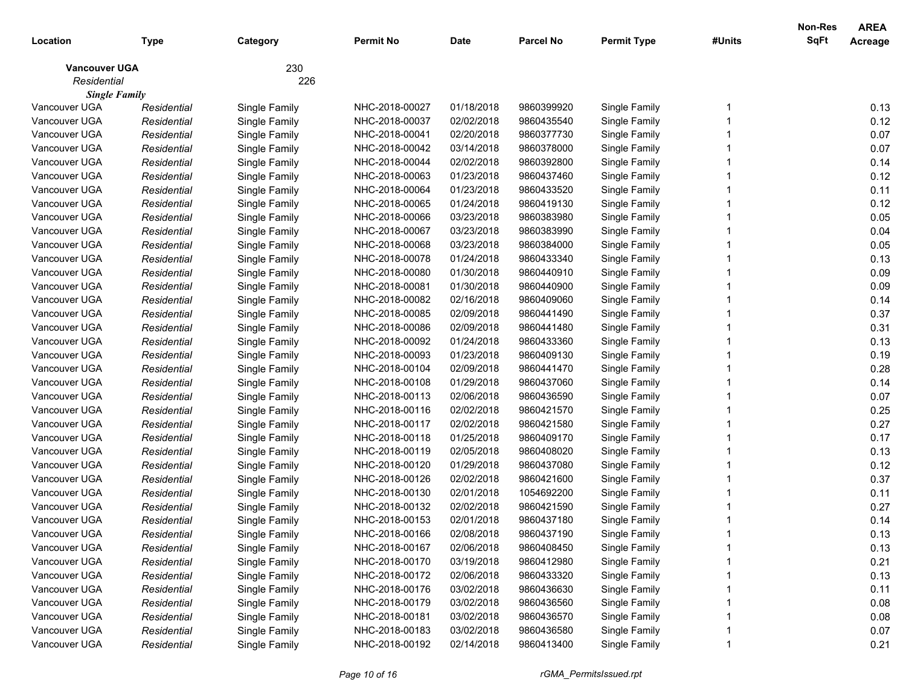| Location | Type | Category | Permit No | Date | Parcel No | Permit Type | #Units | Non-Res SqFt | AREA Acreage |
|---|---|---|---|---|---|---|---|---|---|
| **Vancouver UGA** | | 230 | | | | | | | |
| *Residential* | | 226 | | | | | | | |
| ***Single Family*** | | | | | | | | | |
| Vancouver UGA | *Residential* | Single Family | NHC-2018-00027 | 01/18/2018 | 9860399920 | Single Family | 1 | | 0.13 |
| Vancouver UGA | *Residential* | Single Family | NHC-2018-00037 | 02/02/2018 | 9860435540 | Single Family | 1 | | 0.12 |
| Vancouver UGA | *Residential* | Single Family | NHC-2018-00041 | 02/20/2018 | 9860377730 | Single Family | 1 | | 0.07 |
| Vancouver UGA | *Residential* | Single Family | NHC-2018-00042 | 03/14/2018 | 9860378000 | Single Family | 1 | | 0.07 |
| Vancouver UGA | *Residential* | Single Family | NHC-2018-00044 | 02/02/2018 | 9860392800 | Single Family | 1 | | 0.14 |
| Vancouver UGA | *Residential* | Single Family | NHC-2018-00063 | 01/23/2018 | 9860437460 | Single Family | 1 | | 0.12 |
| Vancouver UGA | *Residential* | Single Family | NHC-2018-00064 | 01/23/2018 | 9860433520 | Single Family | 1 | | 0.11 |
| Vancouver UGA | *Residential* | Single Family | NHC-2018-00065 | 01/24/2018 | 9860419130 | Single Family | 1 | | 0.12 |
| Vancouver UGA | *Residential* | Single Family | NHC-2018-00066 | 03/23/2018 | 9860383980 | Single Family | 1 | | 0.05 |
| Vancouver UGA | *Residential* | Single Family | NHC-2018-00067 | 03/23/2018 | 9860383990 | Single Family | 1 | | 0.04 |
| Vancouver UGA | *Residential* | Single Family | NHC-2018-00068 | 03/23/2018 | 9860384000 | Single Family | 1 | | 0.05 |
| Vancouver UGA | *Residential* | Single Family | NHC-2018-00078 | 01/24/2018 | 9860433340 | Single Family | 1 | | 0.13 |
| Vancouver UGA | *Residential* | Single Family | NHC-2018-00080 | 01/30/2018 | 9860440910 | Single Family | 1 | | 0.09 |
| Vancouver UGA | *Residential* | Single Family | NHC-2018-00081 | 01/30/2018 | 9860440900 | Single Family | 1 | | 0.09 |
| Vancouver UGA | *Residential* | Single Family | NHC-2018-00082 | 02/16/2018 | 9860409060 | Single Family | 1 | | 0.14 |
| Vancouver UGA | *Residential* | Single Family | NHC-2018-00085 | 02/09/2018 | 9860441490 | Single Family | 1 | | 0.37 |
| Vancouver UGA | *Residential* | Single Family | NHC-2018-00086 | 02/09/2018 | 9860441480 | Single Family | 1 | | 0.31 |
| Vancouver UGA | *Residential* | Single Family | NHC-2018-00092 | 01/24/2018 | 9860433360 | Single Family | 1 | | 0.13 |
| Vancouver UGA | *Residential* | Single Family | NHC-2018-00093 | 01/23/2018 | 9860409130 | Single Family | 1 | | 0.19 |
| Vancouver UGA | *Residential* | Single Family | NHC-2018-00104 | 02/09/2018 | 9860441470 | Single Family | 1 | | 0.28 |
| Vancouver UGA | *Residential* | Single Family | NHC-2018-00108 | 01/29/2018 | 9860437060 | Single Family | 1 | | 0.14 |
| Vancouver UGA | *Residential* | Single Family | NHC-2018-00113 | 02/06/2018 | 9860436590 | Single Family | 1 | | 0.07 |
| Vancouver UGA | *Residential* | Single Family | NHC-2018-00116 | 02/02/2018 | 9860421570 | Single Family | 1 | | 0.25 |
| Vancouver UGA | *Residential* | Single Family | NHC-2018-00117 | 02/02/2018 | 9860421580 | Single Family | 1 | | 0.27 |
| Vancouver UGA | *Residential* | Single Family | NHC-2018-00118 | 01/25/2018 | 9860409170 | Single Family | 1 | | 0.17 |
| Vancouver UGA | *Residential* | Single Family | NHC-2018-00119 | 02/05/2018 | 9860408020 | Single Family | 1 | | 0.13 |
| Vancouver UGA | *Residential* | Single Family | NHC-2018-00120 | 01/29/2018 | 9860437080 | Single Family | 1 | | 0.12 |
| Vancouver UGA | *Residential* | Single Family | NHC-2018-00126 | 02/02/2018 | 9860421600 | Single Family | 1 | | 0.37 |
| Vancouver UGA | *Residential* | Single Family | NHC-2018-00130 | 02/01/2018 | 1054692200 | Single Family | 1 | | 0.11 |
| Vancouver UGA | *Residential* | Single Family | NHC-2018-00132 | 02/02/2018 | 9860421590 | Single Family | 1 | | 0.27 |
| Vancouver UGA | *Residential* | Single Family | NHC-2018-00153 | 02/01/2018 | 9860437180 | Single Family | 1 | | 0.14 |
| Vancouver UGA | *Residential* | Single Family | NHC-2018-00166 | 02/08/2018 | 9860437190 | Single Family | 1 | | 0.13 |
| Vancouver UGA | *Residential* | Single Family | NHC-2018-00167 | 02/06/2018 | 9860408450 | Single Family | 1 | | 0.13 |
| Vancouver UGA | *Residential* | Single Family | NHC-2018-00170 | 03/19/2018 | 9860412980 | Single Family | 1 | | 0.21 |
| Vancouver UGA | *Residential* | Single Family | NHC-2018-00172 | 02/06/2018 | 9860433320 | Single Family | 1 | | 0.13 |
| Vancouver UGA | *Residential* | Single Family | NHC-2018-00176 | 03/02/2018 | 9860436630 | Single Family | 1 | | 0.11 |
| Vancouver UGA | *Residential* | Single Family | NHC-2018-00179 | 03/02/2018 | 9860436560 | Single Family | 1 | | 0.08 |
| Vancouver UGA | *Residential* | Single Family | NHC-2018-00181 | 03/02/2018 | 9860436570 | Single Family | 1 | | 0.08 |
| Vancouver UGA | *Residential* | Single Family | NHC-2018-00183 | 03/02/2018 | 9860436580 | Single Family | 1 | | 0.07 |
| Vancouver UGA | *Residential* | Single Family | NHC-2018-00192 | 02/14/2018 | 9860413400 | Single Family | 1 | | 0.21 |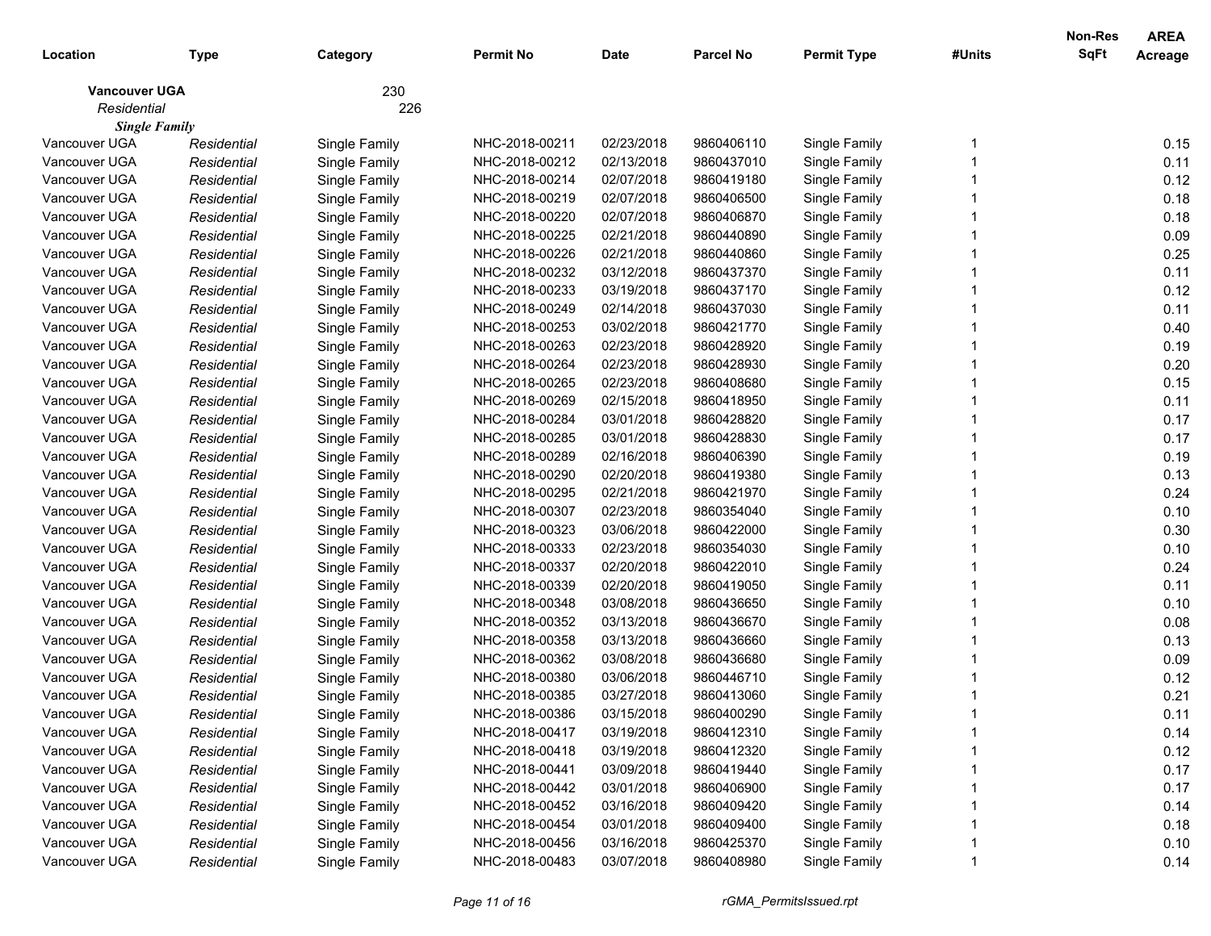| Location | Type | Category | Permit No | Date | Parcel No | Permit Type | #Units | Non-Res SqFt | AREA Acreage |
|---|---|---|---|---|---|---|---|---|---|
| **Vancouver UGA** | | 230 | | | | | | | |
| *Residential* | | 226 | | | | | | | |
| ***Single Family*** | | | | | | | | | |
| Vancouver UGA | *Residential* | Single Family | NHC-2018-00211 | 02/23/2018 | 9860406110 | Single Family | 1 | | 0.15 |
| Vancouver UGA | *Residential* | Single Family | NHC-2018-00212 | 02/13/2018 | 9860437010 | Single Family | 1 | | 0.11 |
| Vancouver UGA | *Residential* | Single Family | NHC-2018-00214 | 02/07/2018 | 9860419180 | Single Family | 1 | | 0.12 |
| Vancouver UGA | *Residential* | Single Family | NHC-2018-00219 | 02/07/2018 | 9860406500 | Single Family | 1 | | 0.18 |
| Vancouver UGA | *Residential* | Single Family | NHC-2018-00220 | 02/07/2018 | 9860406870 | Single Family | 1 | | 0.18 |
| Vancouver UGA | *Residential* | Single Family | NHC-2018-00225 | 02/21/2018 | 9860440890 | Single Family | 1 | | 0.09 |
| Vancouver UGA | *Residential* | Single Family | NHC-2018-00226 | 02/21/2018 | 9860440860 | Single Family | 1 | | 0.25 |
| Vancouver UGA | *Residential* | Single Family | NHC-2018-00232 | 03/12/2018 | 9860437370 | Single Family | 1 | | 0.11 |
| Vancouver UGA | *Residential* | Single Family | NHC-2018-00233 | 03/19/2018 | 9860437170 | Single Family | 1 | | 0.12 |
| Vancouver UGA | *Residential* | Single Family | NHC-2018-00249 | 02/14/2018 | 9860437030 | Single Family | 1 | | 0.11 |
| Vancouver UGA | *Residential* | Single Family | NHC-2018-00253 | 03/02/2018 | 9860421770 | Single Family | 1 | | 0.40 |
| Vancouver UGA | *Residential* | Single Family | NHC-2018-00263 | 02/23/2018 | 9860428920 | Single Family | 1 | | 0.19 |
| Vancouver UGA | *Residential* | Single Family | NHC-2018-00264 | 02/23/2018 | 9860428930 | Single Family | 1 | | 0.20 |
| Vancouver UGA | *Residential* | Single Family | NHC-2018-00265 | 02/23/2018 | 9860408680 | Single Family | 1 | | 0.15 |
| Vancouver UGA | *Residential* | Single Family | NHC-2018-00269 | 02/15/2018 | 9860418950 | Single Family | 1 | | 0.11 |
| Vancouver UGA | *Residential* | Single Family | NHC-2018-00284 | 03/01/2018 | 9860428820 | Single Family | 1 | | 0.17 |
| Vancouver UGA | *Residential* | Single Family | NHC-2018-00285 | 03/01/2018 | 9860428830 | Single Family | 1 | | 0.17 |
| Vancouver UGA | *Residential* | Single Family | NHC-2018-00289 | 02/16/2018 | 9860406390 | Single Family | 1 | | 0.19 |
| Vancouver UGA | *Residential* | Single Family | NHC-2018-00290 | 02/20/2018 | 9860419380 | Single Family | 1 | | 0.13 |
| Vancouver UGA | *Residential* | Single Family | NHC-2018-00295 | 02/21/2018 | 9860421970 | Single Family | 1 | | 0.24 |
| Vancouver UGA | *Residential* | Single Family | NHC-2018-00307 | 02/23/2018 | 9860354040 | Single Family | 1 | | 0.10 |
| Vancouver UGA | *Residential* | Single Family | NHC-2018-00323 | 03/06/2018 | 9860422000 | Single Family | 1 | | 0.30 |
| Vancouver UGA | *Residential* | Single Family | NHC-2018-00333 | 02/23/2018 | 9860354030 | Single Family | 1 | | 0.10 |
| Vancouver UGA | *Residential* | Single Family | NHC-2018-00337 | 02/20/2018 | 9860422010 | Single Family | 1 | | 0.24 |
| Vancouver UGA | *Residential* | Single Family | NHC-2018-00339 | 02/20/2018 | 9860419050 | Single Family | 1 | | 0.11 |
| Vancouver UGA | *Residential* | Single Family | NHC-2018-00348 | 03/08/2018 | 9860436650 | Single Family | 1 | | 0.10 |
| Vancouver UGA | *Residential* | Single Family | NHC-2018-00352 | 03/13/2018 | 9860436670 | Single Family | 1 | | 0.08 |
| Vancouver UGA | *Residential* | Single Family | NHC-2018-00358 | 03/13/2018 | 9860436660 | Single Family | 1 | | 0.13 |
| Vancouver UGA | *Residential* | Single Family | NHC-2018-00362 | 03/08/2018 | 9860436680 | Single Family | 1 | | 0.09 |
| Vancouver UGA | *Residential* | Single Family | NHC-2018-00380 | 03/06/2018 | 9860446710 | Single Family | 1 | | 0.12 |
| Vancouver UGA | *Residential* | Single Family | NHC-2018-00385 | 03/27/2018 | 9860413060 | Single Family | 1 | | 0.21 |
| Vancouver UGA | *Residential* | Single Family | NHC-2018-00386 | 03/15/2018 | 9860400290 | Single Family | 1 | | 0.11 |
| Vancouver UGA | *Residential* | Single Family | NHC-2018-00417 | 03/19/2018 | 9860412310 | Single Family | 1 | | 0.14 |
| Vancouver UGA | *Residential* | Single Family | NHC-2018-00418 | 03/19/2018 | 9860412320 | Single Family | 1 | | 0.12 |
| Vancouver UGA | *Residential* | Single Family | NHC-2018-00441 | 03/09/2018 | 9860419440 | Single Family | 1 | | 0.17 |
| Vancouver UGA | *Residential* | Single Family | NHC-2018-00442 | 03/01/2018 | 9860406900 | Single Family | 1 | | 0.17 |
| Vancouver UGA | *Residential* | Single Family | NHC-2018-00452 | 03/16/2018 | 9860409420 | Single Family | 1 | | 0.14 |
| Vancouver UGA | *Residential* | Single Family | NHC-2018-00454 | 03/01/2018 | 9860409400 | Single Family | 1 | | 0.18 |
| Vancouver UGA | *Residential* | Single Family | NHC-2018-00456 | 03/16/2018 | 9860425370 | Single Family | 1 | | 0.10 |
| Vancouver UGA | *Residential* | Single Family | NHC-2018-00483 | 03/07/2018 | 9860408980 | Single Family | 1 | | 0.14 |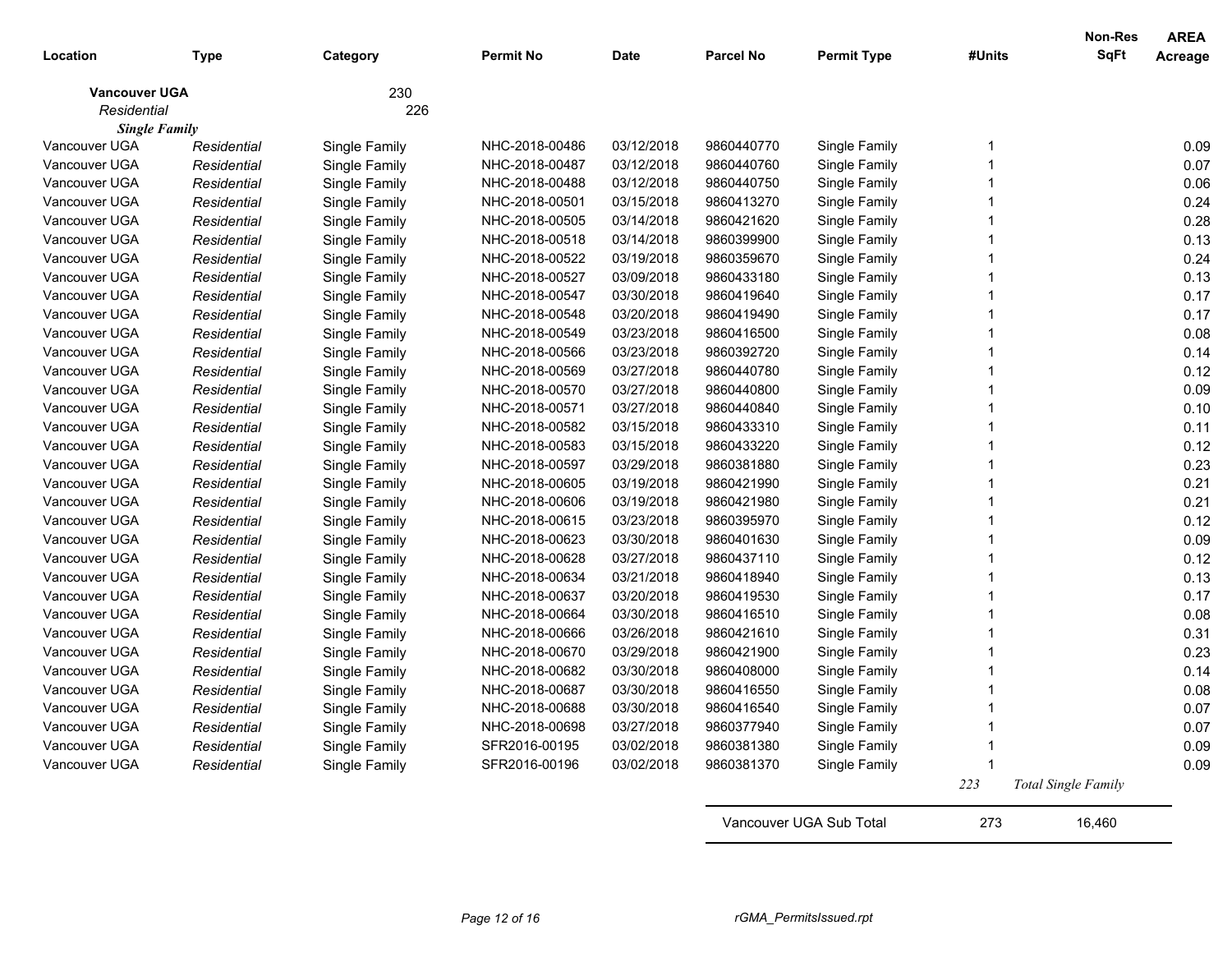| Location | Type | Category | Permit No | Date | Parcel No | Permit Type | #Units | Non-Res SqFt | AREA Acreage |
|---|---|---|---|---|---|---|---|---|---|
| **Vancouver UGA** | | 230 | | | | | | | |
| *Residential* | | 226 | | | | | | | |
| ***Single Family*** | | | | | | | | | |
| Vancouver UGA | *Residential* | Single Family | NHC-2018-00486 | 03/12/2018 | 9860440770 | Single Family | 1 | | 0.09 |
| Vancouver UGA | *Residential* | Single Family | NHC-2018-00487 | 03/12/2018 | 9860440760 | Single Family | 1 | | 0.07 |
| Vancouver UGA | *Residential* | Single Family | NHC-2018-00488 | 03/12/2018 | 9860440750 | Single Family | 1 | | 0.06 |
| Vancouver UGA | *Residential* | Single Family | NHC-2018-00501 | 03/15/2018 | 9860413270 | Single Family | 1 | | 0.24 |
| Vancouver UGA | *Residential* | Single Family | NHC-2018-00505 | 03/14/2018 | 9860421620 | Single Family | 1 | | 0.28 |
| Vancouver UGA | *Residential* | Single Family | NHC-2018-00518 | 03/14/2018 | 9860399900 | Single Family | 1 | | 0.13 |
| Vancouver UGA | *Residential* | Single Family | NHC-2018-00522 | 03/19/2018 | 9860359670 | Single Family | 1 | | 0.24 |
| Vancouver UGA | *Residential* | Single Family | NHC-2018-00527 | 03/09/2018 | 9860433180 | Single Family | 1 | | 0.13 |
| Vancouver UGA | *Residential* | Single Family | NHC-2018-00547 | 03/30/2018 | 9860419640 | Single Family | 1 | | 0.17 |
| Vancouver UGA | *Residential* | Single Family | NHC-2018-00548 | 03/20/2018 | 9860419490 | Single Family | 1 | | 0.17 |
| Vancouver UGA | *Residential* | Single Family | NHC-2018-00549 | 03/23/2018 | 9860416500 | Single Family | 1 | | 0.08 |
| Vancouver UGA | *Residential* | Single Family | NHC-2018-00566 | 03/23/2018 | 9860392720 | Single Family | 1 | | 0.14 |
| Vancouver UGA | *Residential* | Single Family | NHC-2018-00569 | 03/27/2018 | 9860440780 | Single Family | 1 | | 0.12 |
| Vancouver UGA | *Residential* | Single Family | NHC-2018-00570 | 03/27/2018 | 9860440800 | Single Family | 1 | | 0.09 |
| Vancouver UGA | *Residential* | Single Family | NHC-2018-00571 | 03/27/2018 | 9860440840 | Single Family | 1 | | 0.10 |
| Vancouver UGA | *Residential* | Single Family | NHC-2018-00582 | 03/15/2018 | 9860433310 | Single Family | 1 | | 0.11 |
| Vancouver UGA | *Residential* | Single Family | NHC-2018-00583 | 03/15/2018 | 9860433220 | Single Family | 1 | | 0.12 |
| Vancouver UGA | *Residential* | Single Family | NHC-2018-00597 | 03/29/2018 | 9860381880 | Single Family | 1 | | 0.23 |
| Vancouver UGA | *Residential* | Single Family | NHC-2018-00605 | 03/19/2018 | 9860421990 | Single Family | 1 | | 0.21 |
| Vancouver UGA | *Residential* | Single Family | NHC-2018-00606 | 03/19/2018 | 9860421980 | Single Family | 1 | | 0.21 |
| Vancouver UGA | *Residential* | Single Family | NHC-2018-00615 | 03/23/2018 | 9860395970 | Single Family | 1 | | 0.12 |
| Vancouver UGA | *Residential* | Single Family | NHC-2018-00623 | 03/30/2018 | 9860401630 | Single Family | 1 | | 0.09 |
| Vancouver UGA | *Residential* | Single Family | NHC-2018-00628 | 03/27/2018 | 9860437110 | Single Family | 1 | | 0.12 |
| Vancouver UGA | *Residential* | Single Family | NHC-2018-00634 | 03/21/2018 | 9860418940 | Single Family | 1 | | 0.13 |
| Vancouver UGA | *Residential* | Single Family | NHC-2018-00637 | 03/20/2018 | 9860419530 | Single Family | 1 | | 0.17 |
| Vancouver UGA | *Residential* | Single Family | NHC-2018-00664 | 03/30/2018 | 9860416510 | Single Family | 1 | | 0.08 |
| Vancouver UGA | *Residential* | Single Family | NHC-2018-00666 | 03/26/2018 | 9860421610 | Single Family | 1 | | 0.31 |
| Vancouver UGA | *Residential* | Single Family | NHC-2018-00670 | 03/29/2018 | 9860421900 | Single Family | 1 | | 0.23 |
| Vancouver UGA | *Residential* | Single Family | NHC-2018-00682 | 03/30/2018 | 9860408000 | Single Family | 1 | | 0.14 |
| Vancouver UGA | *Residential* | Single Family | NHC-2018-00687 | 03/30/2018 | 9860416550 | Single Family | 1 | | 0.08 |
| Vancouver UGA | *Residential* | Single Family | NHC-2018-00688 | 03/30/2018 | 9860416540 | Single Family | 1 | | 0.07 |
| Vancouver UGA | *Residential* | Single Family | NHC-2018-00698 | 03/27/2018 | 9860377940 | Single Family | 1 | | 0.07 |
| Vancouver UGA | *Residential* | Single Family | SFR2016-00195 | 03/02/2018 | 9860381380 | Single Family | 1 | | 0.09 |
| Vancouver UGA | *Residential* | Single Family | SFR2016-00196 | 03/02/2018 | 9860381370 | Single Family | 1 | | 0.09 |
| | | | | | | | *223* | *Total Single Family* | |
| | | | | | Vancouver UGA Sub Total | | 273 | 16,460 | |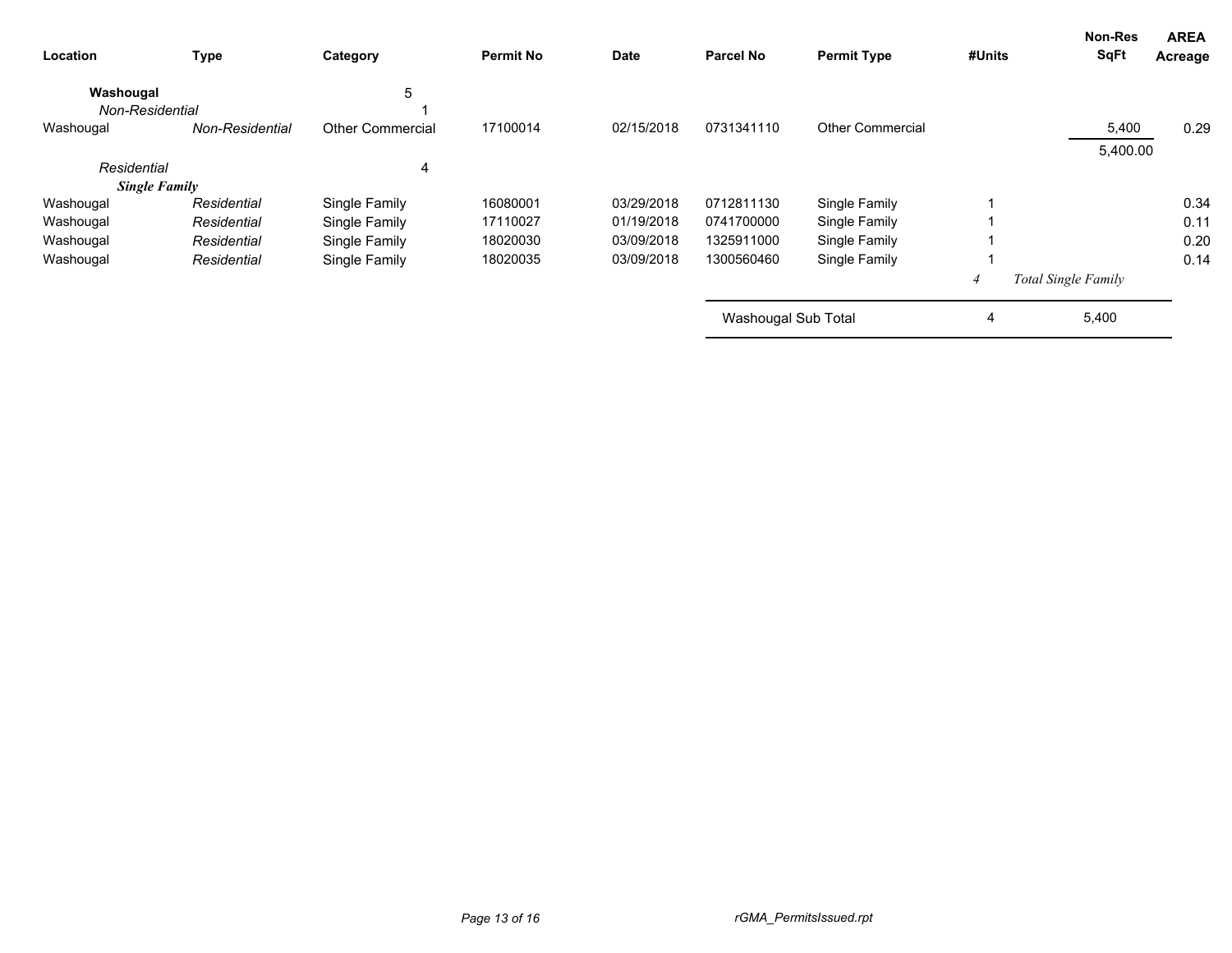| Location | Type | Category | Permit No | Date | Parcel No | Permit Type | #Units | Non-Res SqFt | AREA Acreage |
|---|---|---|---|---|---|---|---|---|---|
| **Washougal** | | 5 | | | | | | | |
| *Non-Residential* | | 1 | | | | | | | |
| Washougal | *Non-Residential* | Other Commercial | 17100014 | 02/15/2018 | 0731341110 | Other Commercial | | 5,400 | 0.29 |
| | | | | | | | | 5,400.00 | |
| *Residential* | | 4 | | | | | | | |
| ***Single Family*** | | | | | | | | | |
| Washougal | *Residential* | Single Family | 16080001 | 03/29/2018 | 0712811130 | Single Family | 1 | | 0.34 |
| Washougal | *Residential* | Single Family | 17110027 | 01/19/2018 | 0741700000 | Single Family | 1 | | 0.11 |
| Washougal | *Residential* | Single Family | 18020030 | 03/09/2018 | 1325911000 | Single Family | 1 | | 0.20 |
| Washougal | *Residential* | Single Family | 18020035 | 03/09/2018 | 1300560460 | Single Family | 1 | | 0.14 |
| | | | | | | | *4* | *Total Single Family* | |
| | | | | | Washougal Sub Total | | 4 | 5,400 | |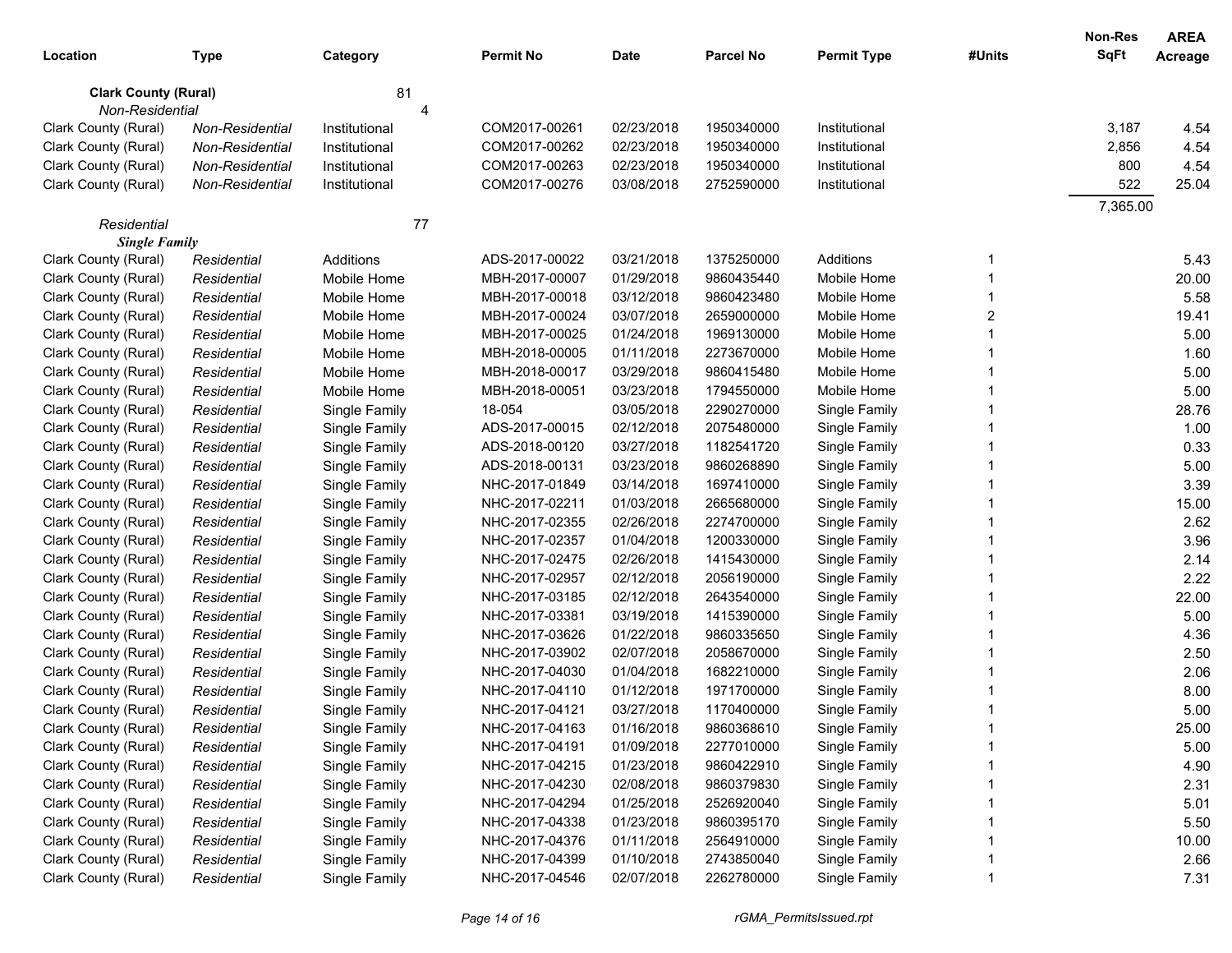| Location | Type | Category | Permit No | Date | Parcel No | Permit Type | #Units | Non-Res SqFt | AREA Acreage |
|---|---|---|---|---|---|---|---|---|---|
| **Clark County (Rural)** | | 81 | | | | | | | |
| *Non-Residential* | | 4 | | | | | | | |
| Clark County (Rural) | *Non-Residential* | Institutional | COM2017-00261 | 02/23/2018 | 1950340000 | Institutional | | 3,187 | 4.54 |
| Clark County (Rural) | *Non-Residential* | Institutional | COM2017-00262 | 02/23/2018 | 1950340000 | Institutional | | 2,856 | 4.54 |
| Clark County (Rural) | *Non-Residential* | Institutional | COM2017-00263 | 02/23/2018 | 1950340000 | Institutional | | 800 | 4.54 |
| Clark County (Rural) | *Non-Residential* | Institutional | COM2017-00276 | 03/08/2018 | 2752590000 | Institutional | | 522 | 25.04 |
| | | | | | | | | 7,365.00 | |
| *Residential* | | 77 | | | | | | | |
| ***Single Family*** | | | | | | | | | |
| Clark County (Rural) | *Residential* | Additions | ADS-2017-00022 | 03/21/2018 | 1375250000 | Additions | 1 | | 5.43 |
| Clark County (Rural) | *Residential* | Mobile Home | MBH-2017-00007 | 01/29/2018 | 9860435440 | Mobile Home | 1 | | 20.00 |
| Clark County (Rural) | *Residential* | Mobile Home | MBH-2017-00018 | 03/12/2018 | 9860423480 | Mobile Home | 1 | | 5.58 |
| Clark County (Rural) | *Residential* | Mobile Home | MBH-2017-00024 | 03/07/2018 | 2659000000 | Mobile Home | 2 | | 19.41 |
| Clark County (Rural) | *Residential* | Mobile Home | MBH-2017-00025 | 01/24/2018 | 1969130000 | Mobile Home | 1 | | 5.00 |
| Clark County (Rural) | *Residential* | Mobile Home | MBH-2018-00005 | 01/11/2018 | 2273670000 | Mobile Home | 1 | | 1.60 |
| Clark County (Rural) | *Residential* | Mobile Home | MBH-2018-00017 | 03/29/2018 | 9860415480 | Mobile Home | 1 | | 5.00 |
| Clark County (Rural) | *Residential* | Mobile Home | MBH-2018-00051 | 03/23/2018 | 1794550000 | Mobile Home | 1 | | 5.00 |
| Clark County (Rural) | *Residential* | Single Family | 18-054 | 03/05/2018 | 2290270000 | Single Family | 1 | | 28.76 |
| Clark County (Rural) | *Residential* | Single Family | ADS-2017-00015 | 02/12/2018 | 2075480000 | Single Family | 1 | | 1.00 |
| Clark County (Rural) | *Residential* | Single Family | ADS-2018-00120 | 03/27/2018 | 1182541720 | Single Family | 1 | | 0.33 |
| Clark County (Rural) | *Residential* | Single Family | ADS-2018-00131 | 03/23/2018 | 9860268890 | Single Family | 1 | | 5.00 |
| Clark County (Rural) | *Residential* | Single Family | NHC-2017-01849 | 03/14/2018 | 1697410000 | Single Family | 1 | | 3.39 |
| Clark County (Rural) | *Residential* | Single Family | NHC-2017-02211 | 01/03/2018 | 2665680000 | Single Family | 1 | | 15.00 |
| Clark County (Rural) | *Residential* | Single Family | NHC-2017-02355 | 02/26/2018 | 2274700000 | Single Family | 1 | | 2.62 |
| Clark County (Rural) | *Residential* | Single Family | NHC-2017-02357 | 01/04/2018 | 1200330000 | Single Family | 1 | | 3.96 |
| Clark County (Rural) | *Residential* | Single Family | NHC-2017-02475 | 02/26/2018 | 1415430000 | Single Family | 1 | | 2.14 |
| Clark County (Rural) | *Residential* | Single Family | NHC-2017-02957 | 02/12/2018 | 2056190000 | Single Family | 1 | | 2.22 |
| Clark County (Rural) | *Residential* | Single Family | NHC-2017-03185 | 02/12/2018 | 2643540000 | Single Family | 1 | | 22.00 |
| Clark County (Rural) | *Residential* | Single Family | NHC-2017-03381 | 03/19/2018 | 1415390000 | Single Family | 1 | | 5.00 |
| Clark County (Rural) | *Residential* | Single Family | NHC-2017-03626 | 01/22/2018 | 9860335650 | Single Family | 1 | | 4.36 |
| Clark County (Rural) | *Residential* | Single Family | NHC-2017-03902 | 02/07/2018 | 2058670000 | Single Family | 1 | | 2.50 |
| Clark County (Rural) | *Residential* | Single Family | NHC-2017-04030 | 01/04/2018 | 1682210000 | Single Family | 1 | | 2.06 |
| Clark County (Rural) | *Residential* | Single Family | NHC-2017-04110 | 01/12/2018 | 1971700000 | Single Family | 1 | | 8.00 |
| Clark County (Rural) | *Residential* | Single Family | NHC-2017-04121 | 03/27/2018 | 1170400000 | Single Family | 1 | | 5.00 |
| Clark County (Rural) | *Residential* | Single Family | NHC-2017-04163 | 01/16/2018 | 9860368610 | Single Family | 1 | | 25.00 |
| Clark County (Rural) | *Residential* | Single Family | NHC-2017-04191 | 01/09/2018 | 2277010000 | Single Family | 1 | | 5.00 |
| Clark County (Rural) | *Residential* | Single Family | NHC-2017-04215 | 01/23/2018 | 9860422910 | Single Family | 1 | | 4.90 |
| Clark County (Rural) | *Residential* | Single Family | NHC-2017-04230 | 02/08/2018 | 9860379830 | Single Family | 1 | | 2.31 |
| Clark County (Rural) | *Residential* | Single Family | NHC-2017-04294 | 01/25/2018 | 2526920040 | Single Family | 1 | | 5.01 |
| Clark County (Rural) | *Residential* | Single Family | NHC-2017-04338 | 01/23/2018 | 9860395170 | Single Family | 1 | | 5.50 |
| Clark County (Rural) | *Residential* | Single Family | NHC-2017-04376 | 01/11/2018 | 2564910000 | Single Family | 1 | | 10.00 |
| Clark County (Rural) | *Residential* | Single Family | NHC-2017-04399 | 01/10/2018 | 2743850040 | Single Family | 1 | | 2.66 |
| Clark County (Rural) | *Residential* | Single Family | NHC-2017-04546 | 02/07/2018 | 2262780000 | Single Family | 1 | | 7.31 |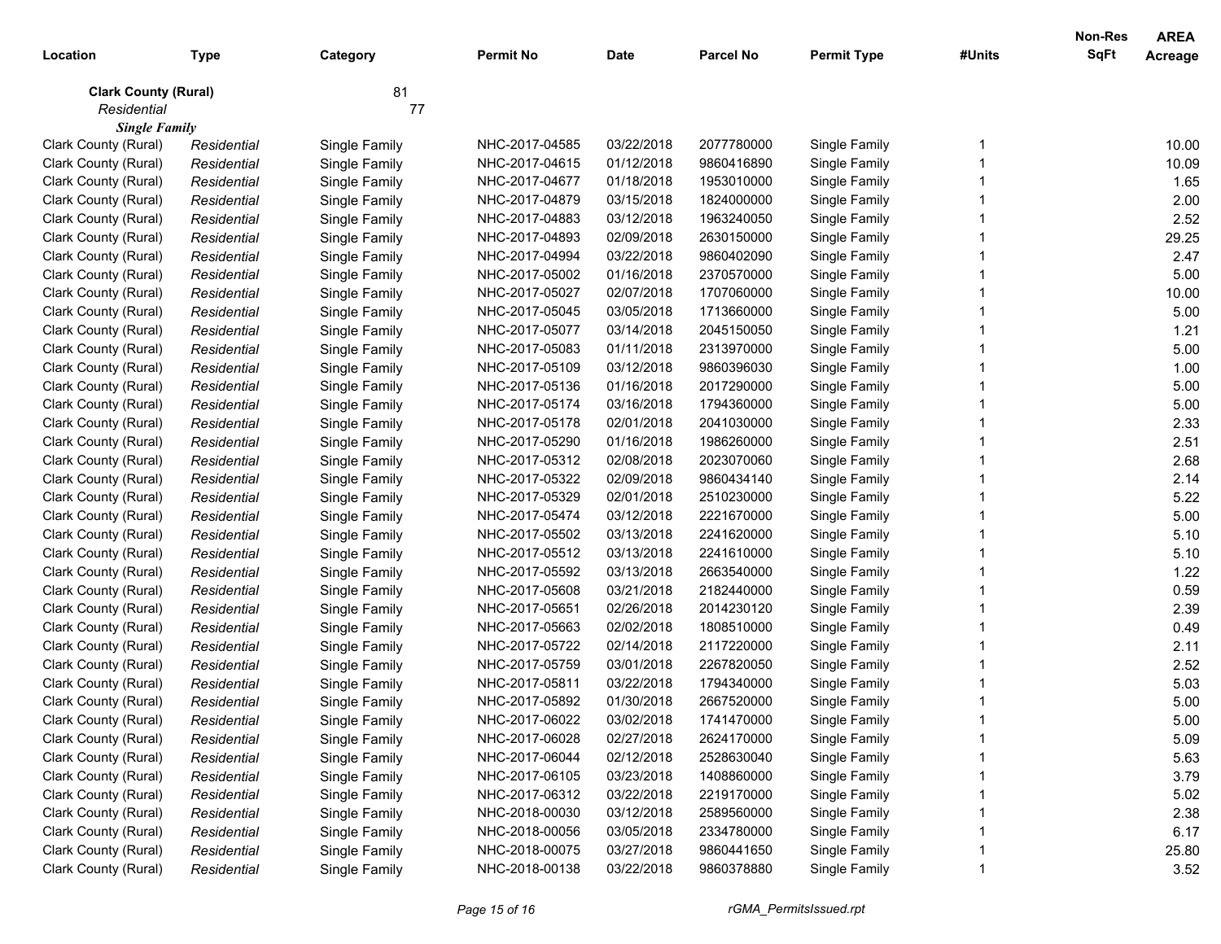| Location | Type | Category | Permit No | Date | Parcel No | Permit Type | #Units | Non-Res SqFt | AREA Acreage |
|---|---|---|---|---|---|---|---|---|---|
| **Clark County (Rural)** | | 81 | | | | | | | |
| *Residential* | | 77 | | | | | | | |
| ***Single Family*** | | | | | | | | | |
| Clark County (Rural) | *Residential* | Single Family | NHC-2017-04585 | 03/22/2018 | 2077780000 | Single Family | 1 | | 10.00 |
| Clark County (Rural) | *Residential* | Single Family | NHC-2017-04615 | 01/12/2018 | 9860416890 | Single Family | 1 | | 10.09 |
| Clark County (Rural) | *Residential* | Single Family | NHC-2017-04677 | 01/18/2018 | 1953010000 | Single Family | 1 | | 1.65 |
| Clark County (Rural) | *Residential* | Single Family | NHC-2017-04879 | 03/15/2018 | 1824000000 | Single Family | 1 | | 2.00 |
| Clark County (Rural) | *Residential* | Single Family | NHC-2017-04883 | 03/12/2018 | 1963240050 | Single Family | 1 | | 2.52 |
| Clark County (Rural) | *Residential* | Single Family | NHC-2017-04893 | 02/09/2018 | 2630150000 | Single Family | 1 | | 29.25 |
| Clark County (Rural) | *Residential* | Single Family | NHC-2017-04994 | 03/22/2018 | 9860402090 | Single Family | 1 | | 2.47 |
| Clark County (Rural) | *Residential* | Single Family | NHC-2017-05002 | 01/16/2018 | 2370570000 | Single Family | 1 | | 5.00 |
| Clark County (Rural) | *Residential* | Single Family | NHC-2017-05027 | 02/07/2018 | 1707060000 | Single Family | 1 | | 10.00 |
| Clark County (Rural) | *Residential* | Single Family | NHC-2017-05045 | 03/05/2018 | 1713660000 | Single Family | 1 | | 5.00 |
| Clark County (Rural) | *Residential* | Single Family | NHC-2017-05077 | 03/14/2018 | 2045150050 | Single Family | 1 | | 1.21 |
| Clark County (Rural) | *Residential* | Single Family | NHC-2017-05083 | 01/11/2018 | 2313970000 | Single Family | 1 | | 5.00 |
| Clark County (Rural) | *Residential* | Single Family | NHC-2017-05109 | 03/12/2018 | 9860396030 | Single Family | 1 | | 1.00 |
| Clark County (Rural) | *Residential* | Single Family | NHC-2017-05136 | 01/16/2018 | 2017290000 | Single Family | 1 | | 5.00 |
| Clark County (Rural) | *Residential* | Single Family | NHC-2017-05174 | 03/16/2018 | 1794360000 | Single Family | 1 | | 5.00 |
| Clark County (Rural) | *Residential* | Single Family | NHC-2017-05178 | 02/01/2018 | 2041030000 | Single Family | 1 | | 2.33 |
| Clark County (Rural) | *Residential* | Single Family | NHC-2017-05290 | 01/16/2018 | 1986260000 | Single Family | 1 | | 2.51 |
| Clark County (Rural) | *Residential* | Single Family | NHC-2017-05312 | 02/08/2018 | 2023070060 | Single Family | 1 | | 2.68 |
| Clark County (Rural) | *Residential* | Single Family | NHC-2017-05322 | 02/09/2018 | 9860434140 | Single Family | 1 | | 2.14 |
| Clark County (Rural) | *Residential* | Single Family | NHC-2017-05329 | 02/01/2018 | 2510230000 | Single Family | 1 | | 5.22 |
| Clark County (Rural) | *Residential* | Single Family | NHC-2017-05474 | 03/12/2018 | 2221670000 | Single Family | 1 | | 5.00 |
| Clark County (Rural) | *Residential* | Single Family | NHC-2017-05502 | 03/13/2018 | 2241620000 | Single Family | 1 | | 5.10 |
| Clark County (Rural) | *Residential* | Single Family | NHC-2017-05512 | 03/13/2018 | 2241610000 | Single Family | 1 | | 5.10 |
| Clark County (Rural) | *Residential* | Single Family | NHC-2017-05592 | 03/13/2018 | 2663540000 | Single Family | 1 | | 1.22 |
| Clark County (Rural) | *Residential* | Single Family | NHC-2017-05608 | 03/21/2018 | 2182440000 | Single Family | 1 | | 0.59 |
| Clark County (Rural) | *Residential* | Single Family | NHC-2017-05651 | 02/26/2018 | 2014230120 | Single Family | 1 | | 2.39 |
| Clark County (Rural) | *Residential* | Single Family | NHC-2017-05663 | 02/02/2018 | 1808510000 | Single Family | 1 | | 0.49 |
| Clark County (Rural) | *Residential* | Single Family | NHC-2017-05722 | 02/14/2018 | 2117220000 | Single Family | 1 | | 2.11 |
| Clark County (Rural) | *Residential* | Single Family | NHC-2017-05759 | 03/01/2018 | 2267820050 | Single Family | 1 | | 2.52 |
| Clark County (Rural) | *Residential* | Single Family | NHC-2017-05811 | 03/22/2018 | 1794340000 | Single Family | 1 | | 5.03 |
| Clark County (Rural) | *Residential* | Single Family | NHC-2017-05892 | 01/30/2018 | 2667520000 | Single Family | 1 | | 5.00 |
| Clark County (Rural) | *Residential* | Single Family | NHC-2017-06022 | 03/02/2018 | 1741470000 | Single Family | 1 | | 5.00 |
| Clark County (Rural) | *Residential* | Single Family | NHC-2017-06028 | 02/27/2018 | 2624170000 | Single Family | 1 | | 5.09 |
| Clark County (Rural) | *Residential* | Single Family | NHC-2017-06044 | 02/12/2018 | 2528630040 | Single Family | 1 | | 5.63 |
| Clark County (Rural) | *Residential* | Single Family | NHC-2017-06105 | 03/23/2018 | 1408860000 | Single Family | 1 | | 3.79 |
| Clark County (Rural) | *Residential* | Single Family | NHC-2017-06312 | 03/22/2018 | 2219170000 | Single Family | 1 | | 5.02 |
| Clark County (Rural) | *Residential* | Single Family | NHC-2018-00030 | 03/12/2018 | 2589560000 | Single Family | 1 | | 2.38 |
| Clark County (Rural) | *Residential* | Single Family | NHC-2018-00056 | 03/05/2018 | 2334780000 | Single Family | 1 | | 6.17 |
| Clark County (Rural) | *Residential* | Single Family | NHC-2018-00075 | 03/27/2018 | 9860441650 | Single Family | 1 | | 25.80 |
| Clark County (Rural) | *Residential* | Single Family | NHC-2018-00138 | 03/22/2018 | 9860378880 | Single Family | 1 | | 3.52 |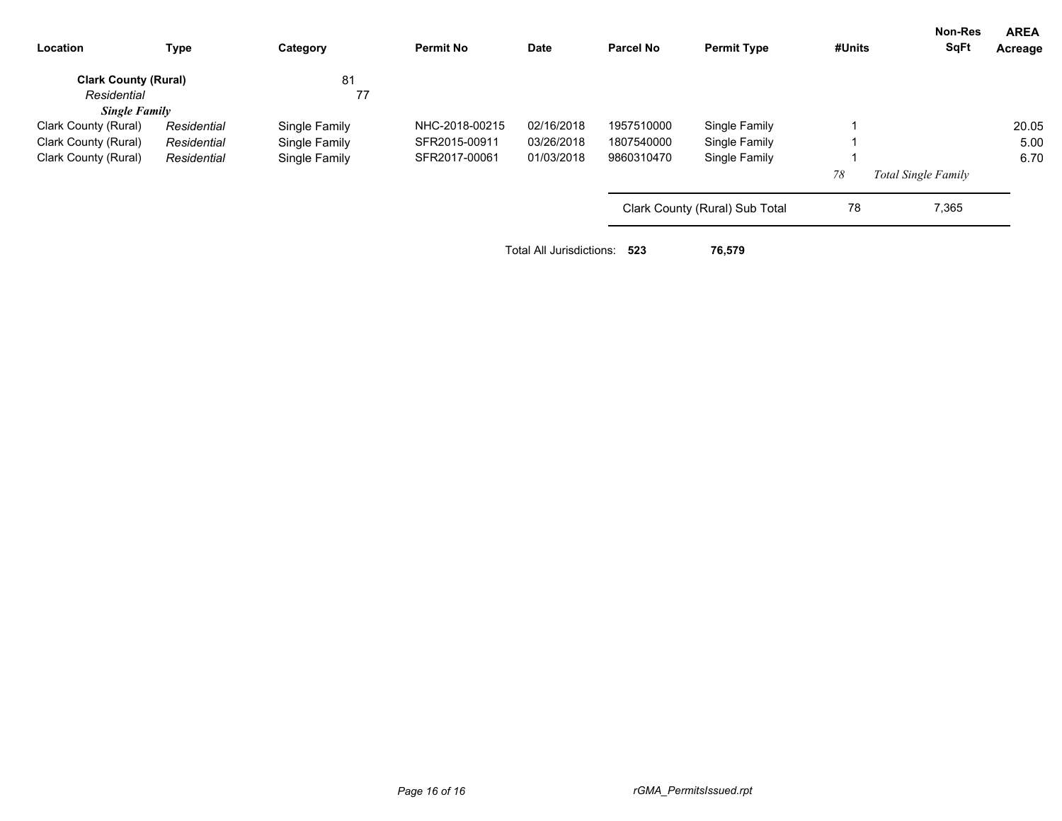| Location | Type | Category | Permit No | Date | Parcel No | Permit Type | #Units | Non-Res SqFt | AREA Acreage |
|---|---|---|---|---|---|---|---|---|---|
| **Clark County (Rural)** | | 81 | | | | | | | |
| *Residential* | | 77 | | | | | | | |
| ***Single Family*** | | | | | | | | | |
| Clark County (Rural) | *Residential* | Single Family | NHC-2018-00215 | 02/16/2018 | 1957510000 | Single Family | 1 | | 20.05 |
| Clark County (Rural) | *Residential* | Single Family | SFR2015-00911 | 03/26/2018 | 1807540000 | Single Family | 1 | | 5.00 |
| Clark County (Rural) | *Residential* | Single Family | SFR2017-00061 | 01/03/2018 | 9860310470 | Single Family | 1 | | 6.70 |
| | | | | | | | *78* | *Total Single Family* | |
| | | | | | Clark County (Rural) Sub Total | | 78 | 7,365 | |

Total All Jurisdictions: **523** **76,579**